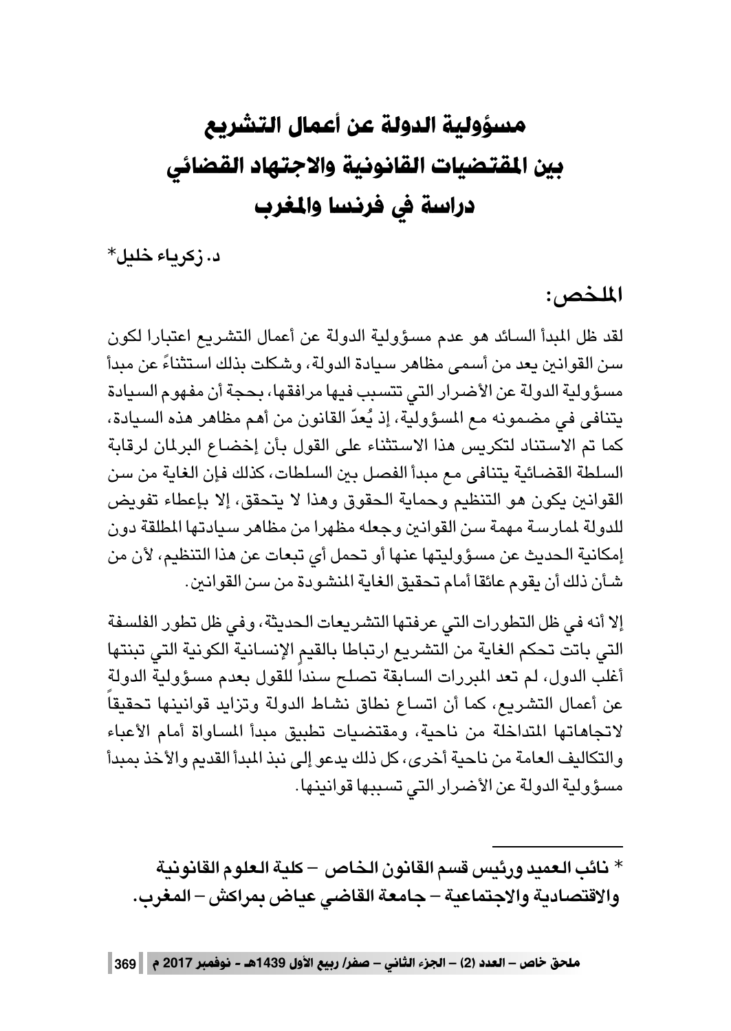# مسؤولية الدولة عن أعمال التشريع
# بين المقتضيات القانونية والاجتهاد القضائي
# دراسة في فرنسا والمغرب

**د. زكرياء خليل***

## الملخص:

لقد ظل المبدأ السائد هو عدم مسؤولية الدولة عن أعمال التشريع اعتبارا لكون سن القوانين يعد من أسمى مظاهر سيادة الدولة، وشكلت بذلك استثناءً عن مبدأ مسؤولية الدولة عن الأضرار التي تتسبب فيها مرافقها، بحجة أن مفهوم السيادة يتنافى في مضمونه مع المسؤولية، إذ يُعدّ القانون من أهم مظاهر هذه السيادة، كما تم الاستناد لتكريس هذا الاستثناء على القول بأن إخضاع البرلمان لرقابة السلطة القضائية يتنافى مع مبدأ الفصل بين السلطات، كذلك فإن الغاية من سن القوانين يكون هو التنظيم وحماية الحقوق وهذا لا يتحقق، إلا بإعطاء تفويض للدولة لممارسة مهمة سن القوانين وجعله مظهرا من مظاهر سيادتها المطلقة دون إمكانية الحديث عن مسؤوليتها عنها أو تحمل أي تبعات عن هذا التنظيم، لأن من شأن ذلك أن يقوم عائقا أمام تحقيق الغاية المنشودة من سن القوانين.

إلا أنه في ظل التطورات التي عرفتها التشريعات الحديثة، وفي ظل تطور الفلسفة التي باتت تحكم الغاية من التشريع ارتباطا بالقيم الإنسانية الكونية التي تبنتها أغلب الدول، لم تعد المبررات السابقة تصلح سنداً للقول بعدم مسؤولية الدولة عن أعمال التشريع، كما أن اتساع نطاق نشاط الدولة وتزايد قوانينها تحقيقاً لاتجاهاتها المتداخلة من ناحية، ومقتضيات تطبيق مبدأ المساواة أمام الأعباء والتكاليف العامة من ناحية أخرى، كل ذلك يدعو إلى نبذ المبدأ القديم والأخذ بمبدأ مسؤولية الدولة عن الأضرار التي تسببها قوانينها.

---

**\* نائب العميد ورئيس قسم القانون الخاص – كلية العلوم القانونية والاقتصادية والاجتماعية – جامعة القاضي عياض بمراكش – المغرب.**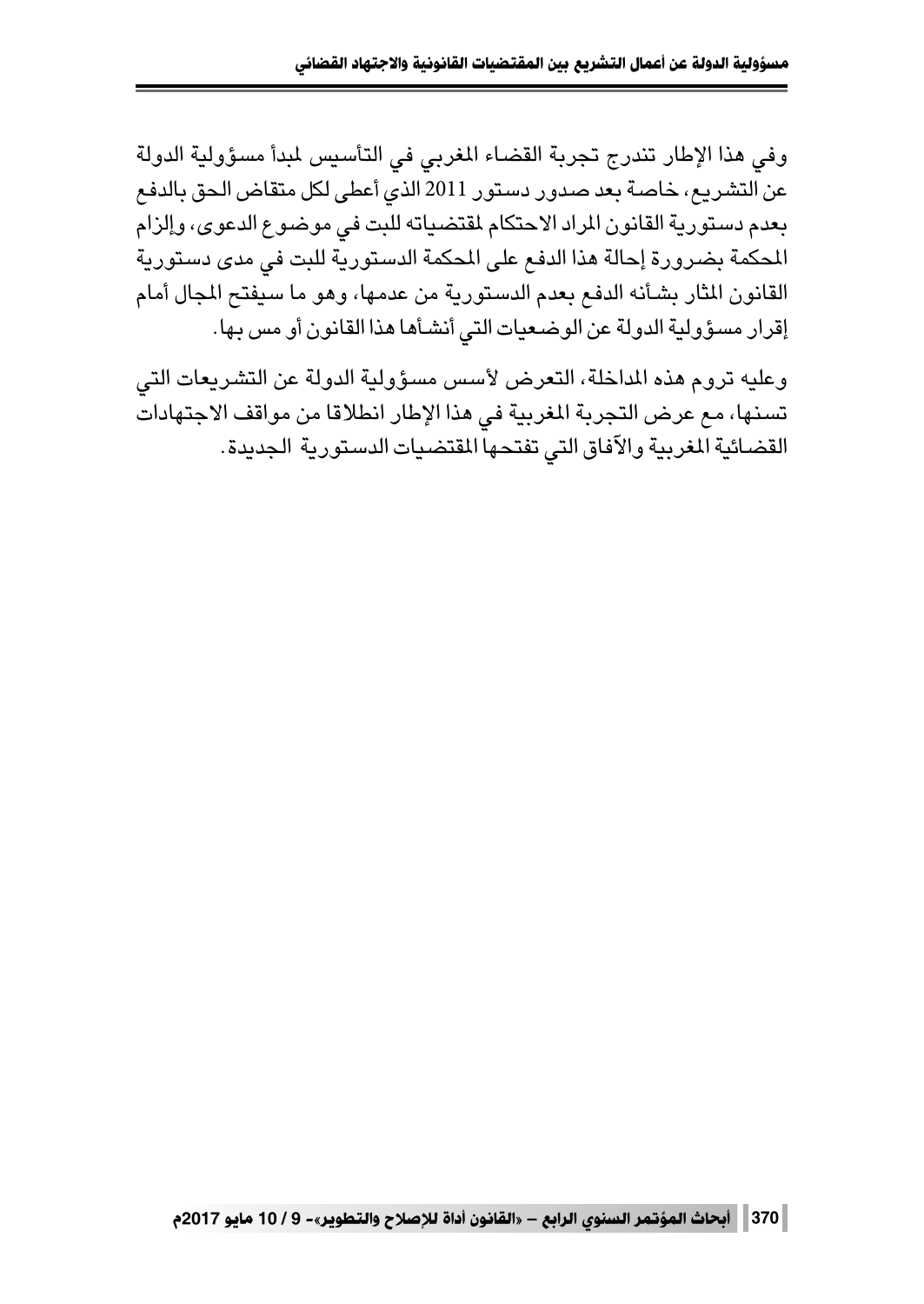وفي هذا الإطار تندرج تجربة القضاء المغربي في التأسيس لمبدأ مسؤولية الدولة عن التشريع، خاصة بعد صدور دستور 2011 الذي أعطى لكل متقاض الحق بالدفع بعدم دستورية القانون المراد الاحتكام لمقتضياته للبت في موضوع الدعوى، وإلزام المحكمة بضرورة إحالة هذا الدفع على المحكمة الدستورية للبت في مدى دستورية القانون المثار بشأنه الدفع بعدم الدستورية من عدمها، وهو ما سيفتح المجال أمام إقرار مسؤولية الدولة عن الوضعيات التي أنشأها هذا القانون أو مس بها.

وعليه تروم هذه المداخلة، التعرض لأسس مسؤولية الدولة عن التشريعات التي تسنها، مع عرض التجربة المغربية في هذا الإطار انطلاقا من مواقف الاجتهادات القضائية المغربية والآفاق التي تفتحها المقتضيات الدستورية الجديدة.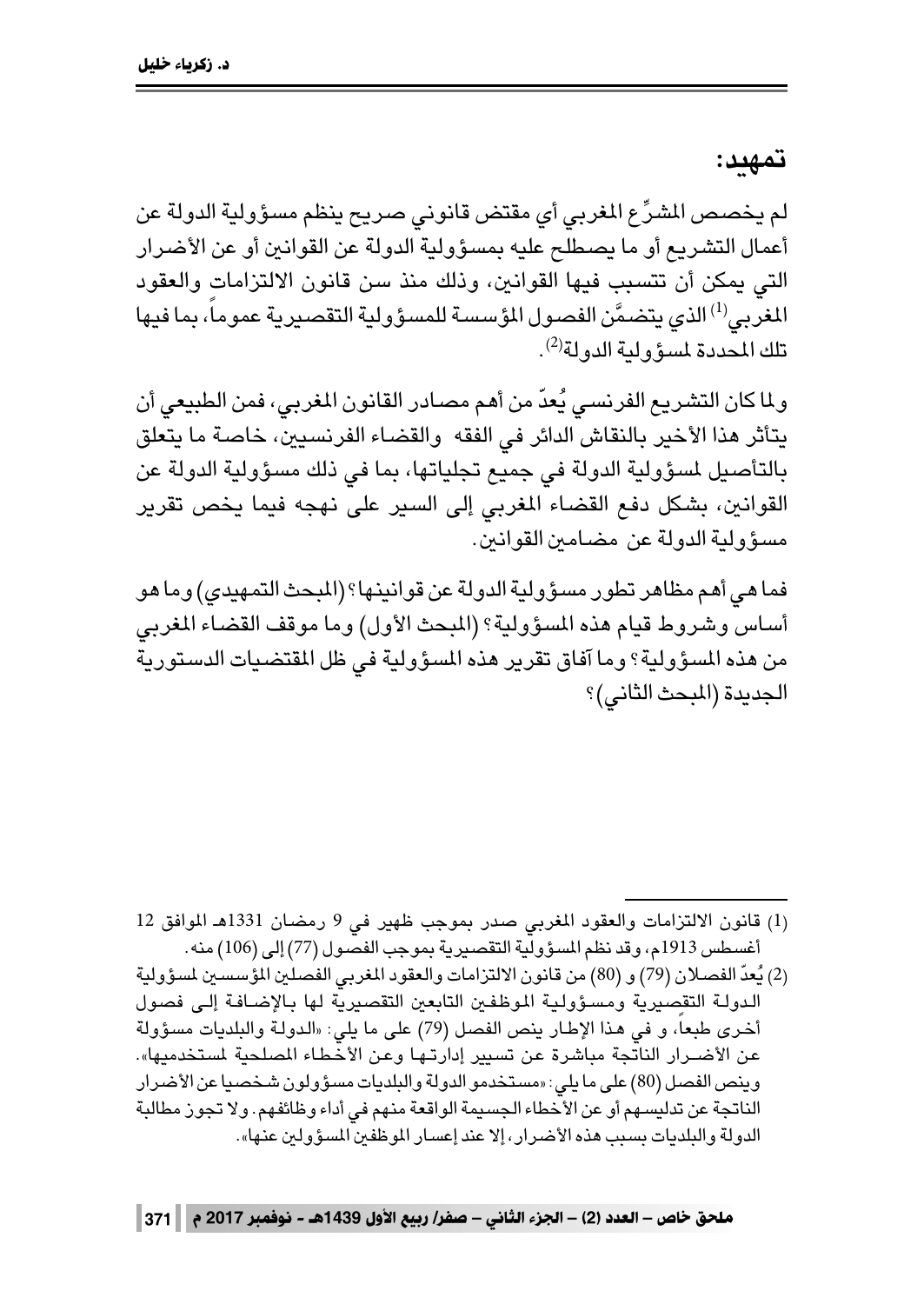## تمهيد:

لم يخصص المشرِّع المغربي أي مقتض قانوني صريح ينظم مسؤولية الدولة عن أعمال التشريع أو ما يصطلح عليه بمسؤولية الدولة عن القوانين أو عن الأضرار التي يمكن أن تتسبب فيها القوانين، وذلك منذ سن قانون الالتزامات والعقود المغربي[1] الذي يتضمَّن الفصول المؤسسة للمسؤولية التقصيرية عموماً، بما فيها تلك المحددة لمسؤولية الدولة[2].

ولما كان التشريع الفرنسي يُعدّ من أهم مصادر القانون المغربي، فمن الطبيعي أن يتأثر هذا الأخير بالنقاش الدائر في الفقه والقضاء الفرنسيين، خاصة ما يتعلق بالتأصيل لمسؤولية الدولة في جميع تجلياتها، بما في ذلك مسؤولية الدولة عن القوانين، بشكل دفع القضاء المغربي إلى السير على نهجه فيما يخص تقرير مسؤولية الدولة عن مضامين القوانين.

فما هي أهم مظاهر تطور مسؤولية الدولة عن قوانينها؟ (المبحث التمهيدي) وما هو أساس وشروط قيام هذه المسؤولية؟ (المبحث الأول) وما موقف القضاء المغربي من هذه المسؤولية؟ وما آفاق تقرير هذه المسؤولية في ظل المقتضيات الدستورية الجديدة (المبحث الثاني)؟

---

(1) قانون الالتزامات والعقود المغربي صدر بموجب ظهير في 9 رمضان 1331هـ الموافق 12 أغسطس 1913م، وقد نظم المسؤولية التقصيرية بموجب الفصول (77) إلى (106) منه.

(2) يُعدّ الفصلان (79) و (80) من قانون الالتزامات والعقود المغربي الفصلين المؤسسين لمسؤولية الدولة التقصيرية ومسؤولية الموظفين التابعين التقصيرية لها بالإضافة إلى فصول أخرى طبعاً، و في هذا الإطار ينص الفصل (79) على ما يلي: «الدولة والبلديات مسؤولة عن الأضرار الناتجة مباشرة عن تسيير إدارتها وعن الأخطاء المصلحية لمستخدميها». وينص الفصل (80) على ما يلي: «مستخدمو الدولة والبلديات مسؤولون شخصيا عن الأضرار الناتجة عن تدليسهم أو عن الأخطاء الجسيمة الواقعة منهم في أداء وظائفهم. ولا تجوز مطالبة الدولة والبلديات بسبب هذه الأضرار، إلا عند إعسار الموظفين المسؤولين عنها».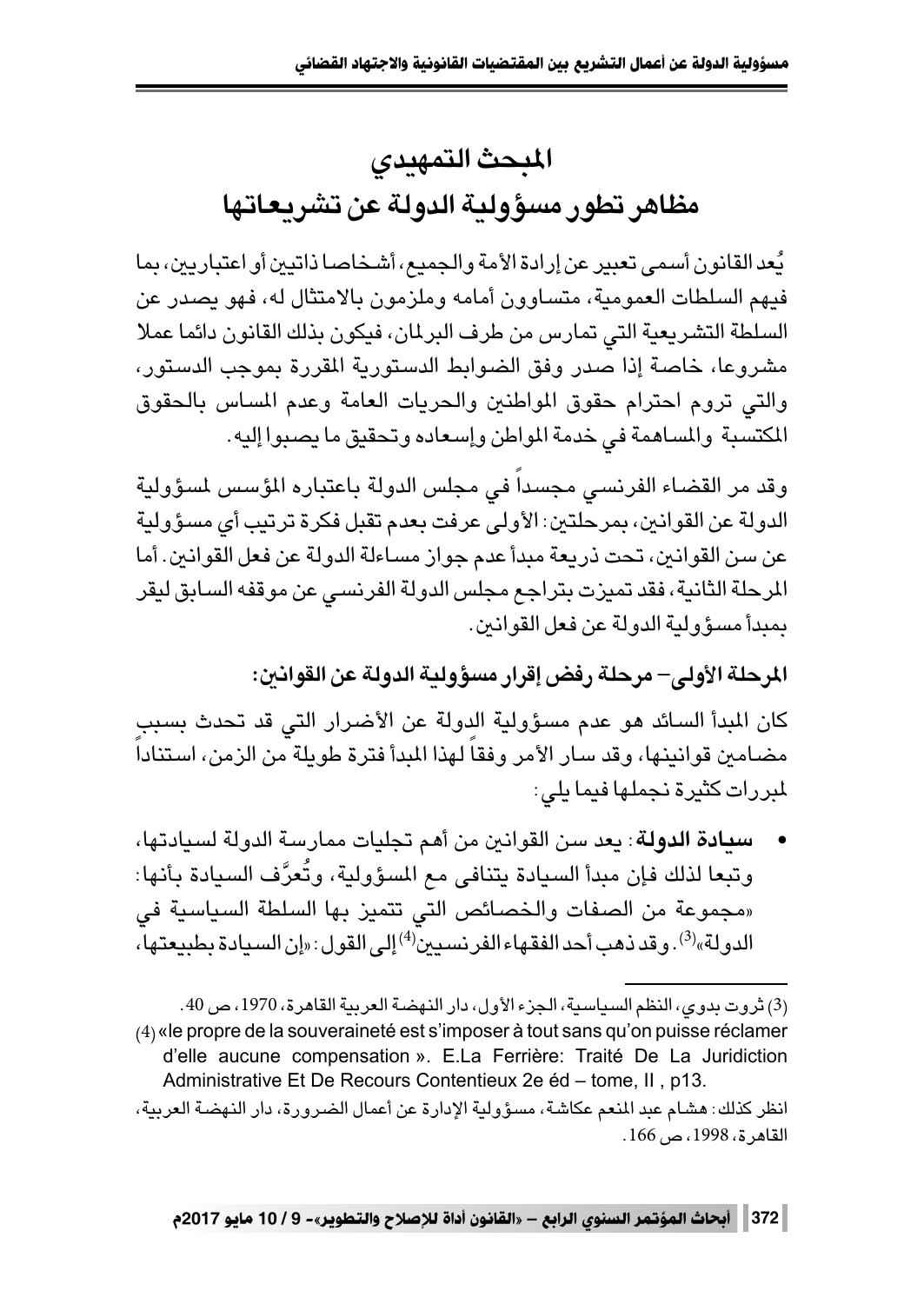# المبحث التمهيدي

# مظاهر تطور مسؤولية الدولة عن تشريعاتها

يُعد القانون أسمى تعبير عن إرادة الأمة والجميع، أشخاصا ذاتيين أو اعتباريين، بما فيهم السلطات العمومية، متساوون أمامه وملزمون بالامتثال له، فهو يصدر عن السلطة التشريعية التي تمارس من طرف البرلمان، فيكون بذلك القانون دائما عملا مشروعا، خاصة إذا صدر وفق الضوابط الدستورية المقررة بموجب الدستور، والتي تروم احترام حقوق المواطنين والحريات العامة وعدم المساس بالحقوق المكتسبة والمساهمة في خدمة المواطن وإسعاده وتحقيق ما يصبوا إليه.

وقد مر القضاء الفرنسي مجسداً في مجلس الدولة باعتباره المؤسس لمسؤولية الدولة عن القوانين، بمرحلتين: الأولى عرفت بعدم تقبل فكرة ترتيب أي مسؤولية عن سن القوانين، تحت ذريعة مبدأ عدم جواز مساءلة الدولة عن فعل القوانين. أما المرحلة الثانية، فقد تميزت بتراجع مجلس الدولة الفرنسي عن موقفه السابق ليقر بمبدأ مسؤولية الدولة عن فعل القوانين.

**المرحلة الأولى– مرحلة رفض إقرار مسؤولية الدولة عن القوانين:**

كان المبدأ السائد هو عدم مسؤولية الدولة عن الأضرار التي قد تحدث بسبب مضامين قوانينها، وقد سار الأمر وفقاً لهذا المبدأ فترة طويلة من الزمن، استناداً لمبررات كثيرة نجملها فيما يلي:

- **سيادة الدولة**: يعد سن القوانين من أهم تجليات ممارسة الدولة لسيادتها، وتبعا لذلك فإن مبدأ السيادة يتنافى مع المسؤولية، وتُعرَّف السيادة بأنها: «مجموعة من الصفات والخصائص التي تتميز بها السلطة السياسية في الدولة»[3]. وقد ذهب أحد الفقهاء الفرنسيين[4] إلى القول: «إن السيادة بطبيعتها،

---

(3) ثروت بدوي، النظم السياسية، الجزء الأول، دار النهضة العربية القاهرة، 1970، ص 40.

(4) «le propre de la souveraineté est s'imposer à tout sans qu'on puisse réclamer d'elle aucune compensation ». E.La Ferrière: Traité De La Juridiction Administrative Et De Recours Contentieux 2e éd – tome, II , p13.

انظر كذلك: هشام عبد المنعم عكاشة، مسؤولية الإدارة عن أعمال الضرورة، دار النهضة العربية، القاهرة، 1998، ص 166.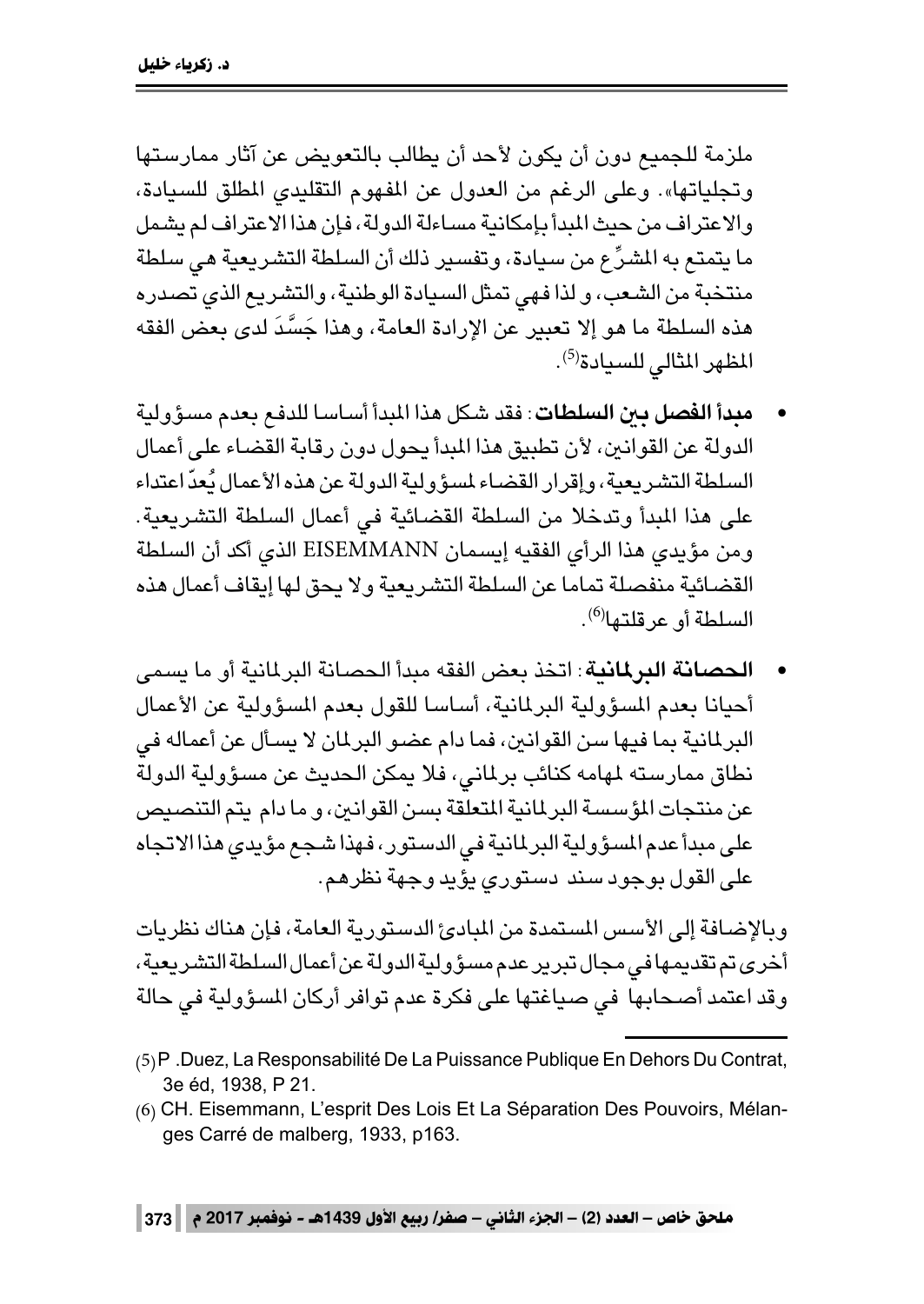ملزمة للجميع دون أن يكون لأحد أن يطالب بالتعويض عن آثار ممارستها وتجلياتها». وعلى الرغم من العدول عن المفهوم التقليدي المطلق للسيادة، والاعتراف من حيث المبدأ بإمكانية مساءلة الدولة، فإن هذا الاعتراف لم يشمل ما يتمتع به المشرِّع من سيادة، وتفسير ذلك أن السلطة التشريعية هي سلطة منتخبة من الشعب، و لذا فهي تمثل السيادة الوطنية، والتشريع الذي تصدره هذه السلطة ما هو إلا تعبير عن الإرادة العامة، وهذا جَسَّدَ لدى بعض الفقه المظهر المثالي للسيادة[5].

- **مبدأ الفصل بين السلطات**: فقد شكل هذا المبدأ أساسا للدفع بعدم مسؤولية الدولة عن القوانين، لأن تطبيق هذا المبدأ يحول دون رقابة القضاء على أعمال السلطة التشريعية، وإقرار القضاء لمسؤولية الدولة عن هذه الأعمال يُعدّ اعتداء على هذا المبدأ وتدخلا من السلطة القضائية في أعمال السلطة التشريعية. ومن مؤيدي هذا الرأي الفقيه إيسمان EISEMMANN الذي أكد أن السلطة القضائية منفصلة تماما عن السلطة التشريعية ولا يحق لها إيقاف أعمال هذه السلطة أو عرقلتها[6].

- **الحصانة البرلمانية**: اتخذ بعض الفقه مبدأ الحصانة البرلمانية أو ما يسمى أحيانا بعدم المسؤولية البرلمانية، أساسا للقول بعدم المسؤولية عن الأعمال البرلمانية بما فيها سن القوانين، فما دام عضو البرلمان لا يسأل عن أعماله في نطاق ممارسته لمهامه كنائب برلماني، فلا يمكن الحديث عن مسؤولية الدولة عن منتجات المؤسسة البرلمانية المتعلقة بسن القوانين، و ما دام يتم التنصيص على مبدأ عدم المسؤولية البرلمانية في الدستور، فهذا شجع مؤيدي هذا الاتجاه على القول بوجود سند دستوري يؤيد وجهة نظرهم.

وبالإضافة إلى الأسس المستمدة من المبادئ الدستورية العامة، فإن هناك نظريات أخرى تم تقديمها في مجال تبرير عدم مسؤولية الدولة عن أعمال السلطة التشريعية، وقد اعتمد أصحابها في صياغتها على فكرة عدم توافر أركان المسؤولية في حالة

---

(5) P .Duez, La Responsabilité De La Puissance Publique En Dehors Du Contrat, 3e éd, 1938, P 21.

(6) CH. Eisemmann, L'esprit Des Lois Et La Séparation Des Pouvoirs, Mélanges Carré de malberg, 1933, p163.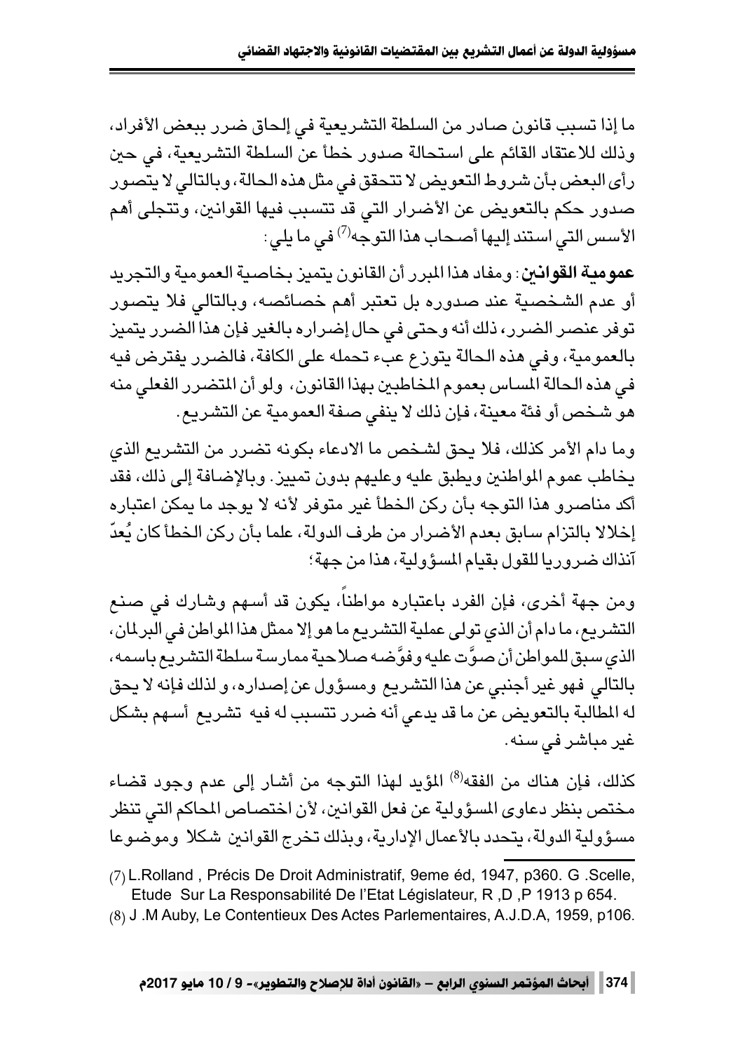ما إذا تسبب قانون صادر من السلطة التشريعية في إلحاق ضرر ببعض الأفراد، وذلك للاعتقاد القائم على استحالة صدور خطأ عن السلطة التشريعية، في حين رأى البعض بأن شروط التعويض لا تتحقق في مثل هذه الحالة، وبالتالي لا يتصور صدور حكم بالتعويض عن الأضرار التي قد تتسبب فيها القوانين، وتتجلى أهم الأسس التي استند إليها أصحاب هذا التوجه[7] في ما يلي:

**عمومية القوانين**: ومفاد هذا المبرر أن القانون يتميز بخاصية العمومية والتجريد أو عدم الشخصية عند صدوره بل تعتبر أهم خصائصه، وبالتالي فلا يتصور توفر عنصر الضرر، ذلك أنه وحتى في حال إضراره بالغير فإن هذا الضرر يتميز بالعمومية، وفي هذه الحالة يتوزع عبء تحمله على الكافة، فالضرر يفترض فيه في هذه الحالة المساس بعموم المخاطبين بهذا القانون، ولو أن المتضرر الفعلي منه هو شخص أو فئة معينة، فإن ذلك لا ينفي صفة العمومية عن التشريع.

وما دام الأمر كذلك، فلا يحق لشخص ما الادعاء بكونه تضرر من التشريع الذي يخاطب عموم المواطنين ويطبق عليه وعليهم بدون تمييز. وبالإضافة إلى ذلك، فقد أكد مناصرو هذا التوجه بأن ركن الخطأ غير متوفر لأنه لا يوجد ما يمكن اعتباره إخلالا بالتزام سابق بعدم الأضرار من طرف الدولة، علما بأن ركن الخطأ كان يُعدّ آنذاك ضروريا للقول بقيام المسؤولية، هذا من جهة؛

ومن جهة أخرى، فإن الفرد باعتباره مواطناً، يكون قد أسهم وشارك في صنع التشريع، ما دام أن الذي تولى عملية التشريع ما هو إلا ممثل هذا المواطن في البرلمان، الذي سبق للمواطن أن صوَّت عليه وفوَّضه صلاحية ممارسة سلطة التشريع باسمه، بالتالي فهو غير أجنبي عن هذا التشريع ومسؤول عن إصداره، و لذلك فإنه لا يحق له المطالبة بالتعويض عن ما قد يدعي أنه ضرر تتسبب له فيه تشريع أسهم بشكل غير مباشر في سنه.

كذلك، فإن هناك من الفقه[8] المؤيد لهذا التوجه من أشار إلى عدم وجود قضاء مختص بنظر دعاوى المسؤولية عن فعل القوانين، لأن اختصاص المحاكم التي تنظر مسؤولية الدولة، يتحدد بالأعمال الإدارية، وبذلك تخرج القوانين شكلا وموضوعا

---

(7) L.Rolland , Précis De Droit Administratif, 9eme éd, 1947, p360. G .Scelle, Etude Sur La Responsabilité De l'Etat Législateur, R ,D ,P 1913 p 654.

(8) J .M Auby, Le Contentieux Des Actes Parlementaires, A.J.D.A, 1959, p106.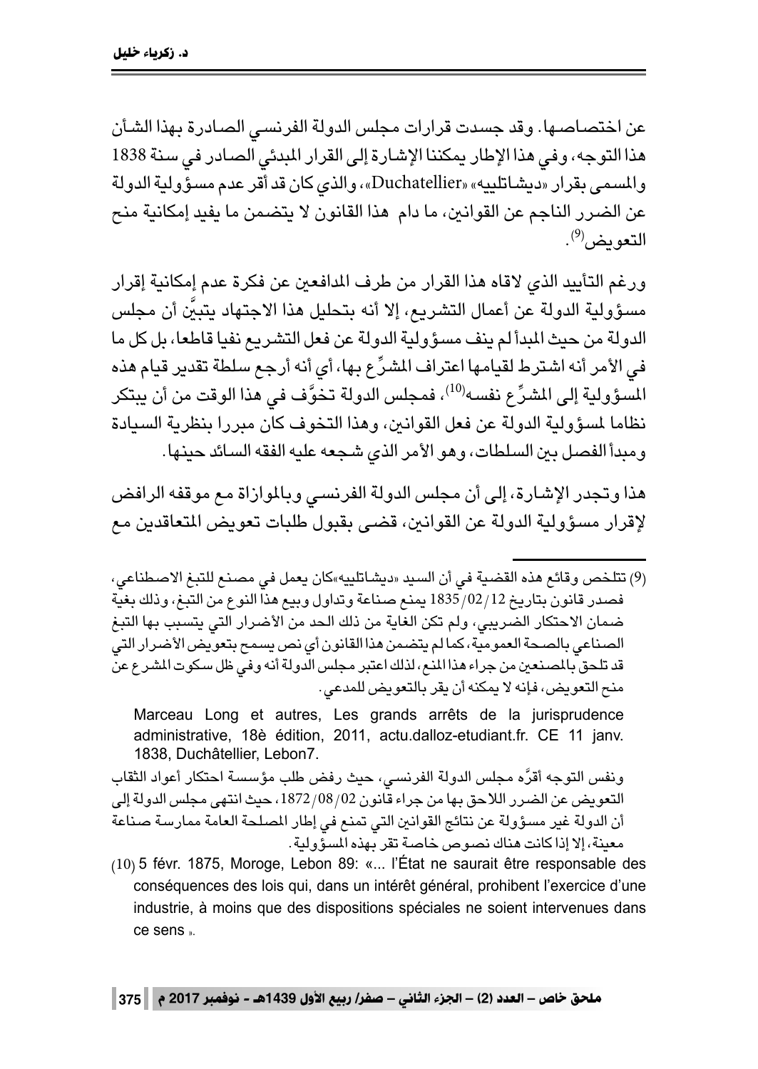عن اختصاصها. وقد جسدت قرارات مجلس الدولة الفرنسي الصادرة بهذا الشأن هذا التوجه، وفي هذا الإطار يمكننا الإشارة إلى القرار المبدئي الصادر في سنة 1838 والمسمى بقرار «ديشاتلييه» «Duchatellier»، والذي كان قد أقر عدم مسؤولية الدولة عن الضرر الناجم عن القوانين، ما دام هذا القانون لا يتضمن ما يفيد إمكانية منح التعويض[9].

ورغم التأييد الذي لاقاه هذا القرار من طرف المدافعين عن فكرة عدم إمكانية إقرار مسؤولية الدولة عن أعمال التشريع، إلا أنه بتحليل هذا الاجتهاد يتبيَّن أن مجلس الدولة من حيث المبدأ لم ينف مسؤولية الدولة عن فعل التشريع نفيا قاطعا، بل كل ما في الأمر أنه اشترط لقيامها اعتراف المشرِّع بها، أي أنه أرجع سلطة تقدير قيام هذه المسؤولية إلى المشرِّع نفسه[10]، فمجلس الدولة تخوَّف في هذا الوقت من أن يبتكر نظاما لمسؤولية الدولة عن فعل القوانين، وهذا التخوف كان مبررا بنظرية السيادة ومبدأ الفصل بين السلطات، وهو الأمر الذي شجعه عليه الفقه السائد حينها.

هذا وتجدر الإشارة، إلى أن مجلس الدولة الفرنسي وبالموازاة مع موقفه الرافض لإقرار مسؤولية الدولة عن القوانين، قضى بقبول طلبات تعويض المتعاقدين مع

---

(9) تتلخص وقائع هذه القضية في أن السيد «ديشاتلييه»كان يعمل في مصنع للتبغ الاصطناعي، فصدر قانون بتاريخ 1835/02/12 يمنع صناعة وتداول وبيع هذا النوع من التبغ، وذلك بغية ضمان الاحتكار الضريبي، ولم تكن الغاية من ذلك الحد من الأضرار التي يتسبب بها التبغ الصناعي بالصحة العمومية، كما لم يتضمن هذا القانون أي نص يسمح بتعويض الأضرار التي قد تلحق بالمصنعين من جراء هذا المنع، لذلك اعتبر مجلس الدولة أنه وفي ظل سكوت المشرع عن منح التعويض، فإنه لا يمكنه أن يقر بالتعويض للمدعي.

Marceau Long et autres, Les grands arrêts de la jurisprudence administrative, 18è édition, 2011, actu.dalloz-etudiant.fr. CE 11 janv. 1838, Duchâtellier, Lebon7.

ونفس التوجه أقرَّه مجلس الدولة الفرنسي، حيث رفض طلب مؤسسة احتكار أعواد الثقاب التعويض عن الضرر اللاحق بها من جراء قانون 1872/08/02، حيث انتهى مجلس الدولة إلى أن الدولة غير مسؤولة عن نتائج القوانين التي تمنع في إطار المصلحة العامة ممارسة صناعة معينة، إلا إذا كانت هناك نصوص خاصة تقر بهذه المسؤولية.

(10) 5 févr. 1875, Moroge, Lebon 89: «... l'État ne saurait être responsable des conséquences des lois qui, dans un intérêt général, prohibent l'exercice d'une industrie, à moins que des dispositions spéciales ne soient intervenues dans ce sens ».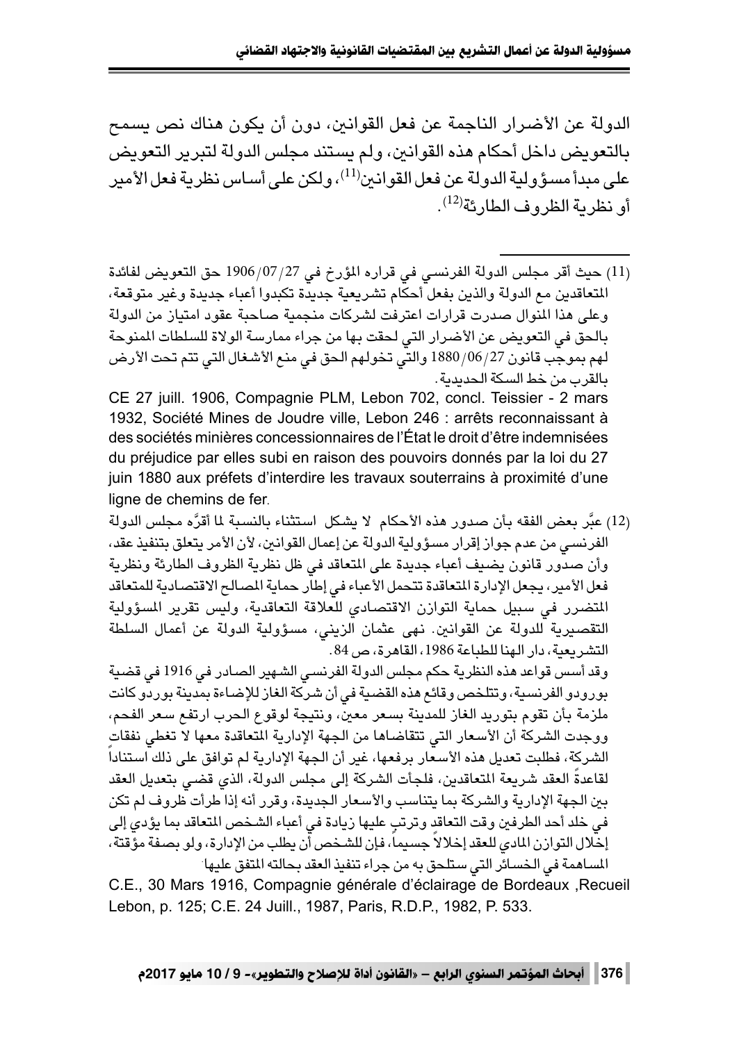الدولة عن الأضرار الناجمة عن فعل القوانين، دون أن يكون هناك نص يسمح بالتعويض داخل أحكام هذه القوانين، ولم يستند مجلس الدولة لتبرير التعويض على مبدأ مسؤولية الدولة عن فعل القوانين[11]، ولكن على أساس نظرية فعل الأمير أو نظرية الظروف الطارئة[12].

---

(11) حيث أقر مجلس الدولة الفرنسي في قراره المؤرخ في 1906/07/27 حق التعويض لفائدة المتعاقدين مع الدولة والذين بفعل أحكام تشريعية جديدة تكبدوا أعباء جديدة وغير متوقعة، وعلى هذا المنوال صدرت قرارات اعترفت لشركات منجمية صاحبة عقود امتياز من الدولة بالحق في التعويض عن الأضرار التي لحقت بها من جراء ممارسة الولاة للسلطات الممنوحة لهم بموجب قانون 1880/06/27 والتي تخولهم الحق في منع الأشغال التي تتم تحت الأرض بالقرب من خط السكة الحديدية.

CE 27 juill. 1906, Compagnie PLM, Lebon 702, concl. Teissier - 2 mars 1932, Société Mines de Joudre ville, Lebon 246 : arrêts reconnaissant à des sociétés minières concessionnaires de l'État le droit d'être indemnisées du préjudice par elles subi en raison des pouvoirs donnés par la loi du 27 juin 1880 aux préfets d'interdire les travaux souterrains à proximité d'une ligne de chemins de fer.

(12) عبَّر بعض الفقه بأن صدور هذه الأحكام لا يشكل استثناء بالنسبة لما أقرَّه مجلس الدولة الفرنسي من عدم جواز إقرار مسؤولية الدولة عن إعمال القوانين، لأن الأمر يتعلق بتنفيذ عقد، وأن صدور قانون يضيف أعباء جديدة على المتعاقد في ظل نظرية الظروف الطارئة ونظرية فعل الأمير، يجعل الإدارة المتعاقدة تتحمل الأعباء في إطار حماية المصالح الاقتصادية للمتعاقد المتضرر في سبيل حماية التوازن الاقتصادي للعلاقة التعاقدية، وليس تقرير المسؤولية التقصيرية للدولة عن القوانين. نهى عثمان الزيني، مسؤولية الدولة عن أعمال السلطة التشريعية، دار الهنا للطباعة 1986، القاهرة، ص 84.

وقد أسس قواعد هذه النظرية حكم مجلس الدولة الفرنسي الشهير الصادر في 1916 في قضية بورودو الفرنسية، وتتلخص وقائع هذه القضية في أن شركة الغاز للإضاءة بمدينة بوردو كانت ملزمة بأن تقوم بتوريد الغاز للمدينة بسعر معين، ونتيجة لوقوع الحرب ارتفع سعر الفحم، ووجدت الشركة أن الأسعار التي تتقاضاها من الجهة الإدارية المتعاقدة معها لا تغطي نفقات الشركة، فطلبت تعديل هذه الأسعار برفعها، غير أن الجهة الإدارية لم توافق على ذلك استناداً لقاعدةً العقد شريعة المتعاقدين، فلجأت الشركة إلى مجلس الدولة، الذي قضي بتعديل العقد بين الجهة الإدارية والشركة بما يتناسب والأسعار الجديدة، وقرر أنه إذا طرأت ظروف لم تكن في خلد أحد الطرفين وقت التعاقد وترتب عليها زيادة في أعباء الشخص المتعاقد بما يؤدي إلى إخلال التوازن المادي للعقد إخلالاً جسيماً، فإن للشخص أن يطلب من الإدارة، ولو بصفة مؤقتة، المساهمة في الخسائر التي ستلحق به من جراء تنفيذ العقد بحالته المتفق عليها.

C.E., 30 Mars 1916, Compagnie générale d'éclairage de Bordeaux ,Recueil Lebon, p. 125; C.E. 24 Juill., 1987, Paris, R.D.P., 1982, P. 533.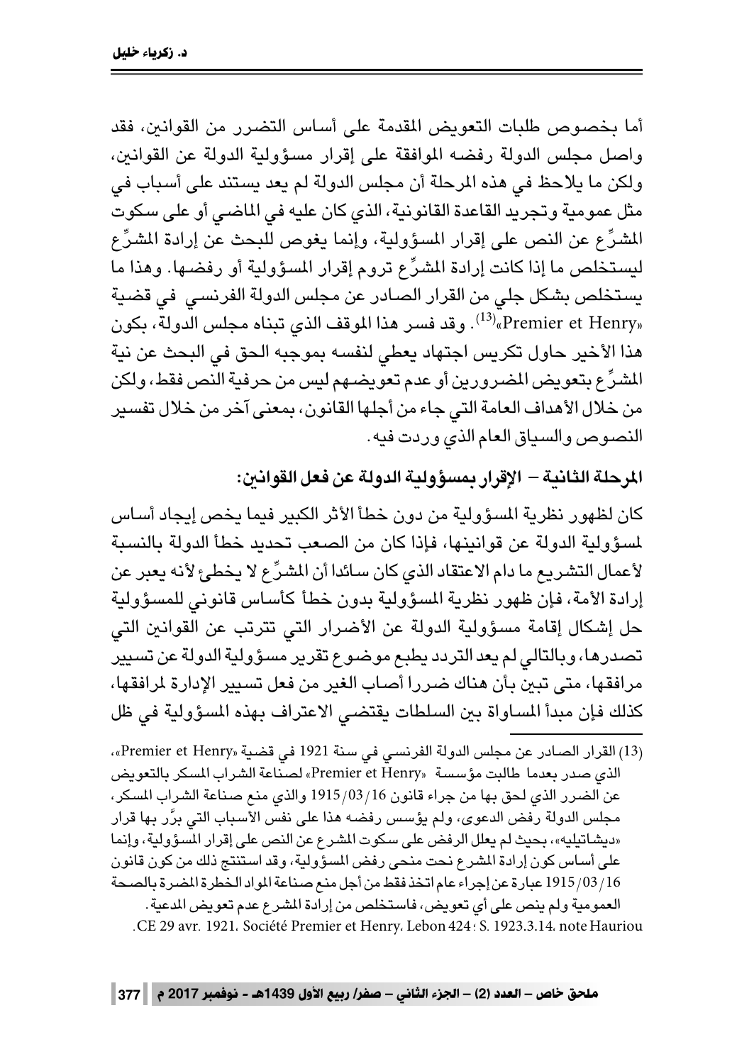أما بخصوص طلبات التعويض المقدمة على أساس التضرر من القوانين، فقد واصل مجلس الدولة رفضه الموافقة على إقرار مسؤولية الدولة عن القوانين، ولكن ما يلاحظ في هذه المرحلة أن مجلس الدولة لم يعد يستند على أسباب في مثل عمومية وتجريد القاعدة القانونية، الذي كان عليه في الماضي أو على سكوت المشرِّع عن النص على إقرار المسؤولية، وإنما يغوص للبحث عن إرادة المشرِّع ليستخلص ما إذا كانت إرادة المشرِّع تروم إقرار المسؤولية أو رفضها. وهذا ما يستخلص بشكل جلي من القرار الصادر عن مجلس الدولة الفرنسي في قضية «Premier et Henry»[13]. وقد فسر هذا الموقف الذي تبناه مجلس الدولة، بكون هذا الأخير حاول تكريس اجتهاد يعطي لنفسه بموجبه الحق في البحث عن نية المشرِّع بتعويض المضرورين أو عدم تعويضهم ليس من حرفية النص فقط، ولكن من خلال الأهداف العامة التي جاء من أجلها القانون، بمعنى آخر من خلال تفسير النصوص والسياق العام الذي وردت فيه.

**المرحلة الثانية – الإقرار بمسؤولية الدولة عن فعل القوانين:**

كان لظهور نظرية المسؤولية من دون خطأ الأثر الكبير فيما يخص إيجاد أساس لمسؤولية الدولة عن قوانينها، فإذا كان من الصعب تحديد خطأ الدولة بالنسبة لأعمال التشريع ما دام الاعتقاد الذي كان سائدا أن المشرِّع لا يخطئ لأنه يعبر عن إرادة الأمة، فإن ظهور نظرية المسؤولية بدون خطأ كأساس قانوني للمسؤولية حل إشكال إقامة مسؤولية الدولة عن الأضرار التي تترتب عن القوانين التي تصدرها، وبالتالي لم يعد التردد يطبع موضوع تقرير مسؤولية الدولة عن تسيير مرافقها، متى تبين بأن هناك ضررا أصاب الغير من فعل تسيير الإدارة لمرافقها، كذلك فإن مبدأ المساواة بين السلطات يقتضي الاعتراف بهذه المسؤولية في ظل

---

(13) القرار الصادر عن مجلس الدولة الفرنسي في سنة 1921 في قضية «Premier et Henry»، الذي صدر بعدما طالبت مؤسسة «Premier et Henry» لصناعة الشراب المسكر بالتعويض عن الضرر الذي لحق بها من جراء قانون 1915/03/16 والذي منع صناعة الشراب المسكر، مجلس الدولة رفض الدعوى، ولم يؤسس رفضه هذا على نفس الأسباب التي برَّر بها قرار «ديشاتيليه»، بحيث لم يعلل الرفض على سكوت المشرع عن النص على إقرار المسؤولية، وإنما على أساس كون إرادة المشرع نحت منحى رفض المسؤولية، وقد استنتج ذلك من كون قانون 1915/03/16 عبارة عن إجراء عام اتخذ فقط من أجل منع صناعة المواد الخطرة المضرة بالصحة العمومية ولم ينص على أي تعويض، فاستخلص من إرادة المشرع عدم تعويض المدعية.
CE 29 avr. 1921, Société Premier et Henry, Lebon 424 ; S. 1923.3.14, note Hauriou.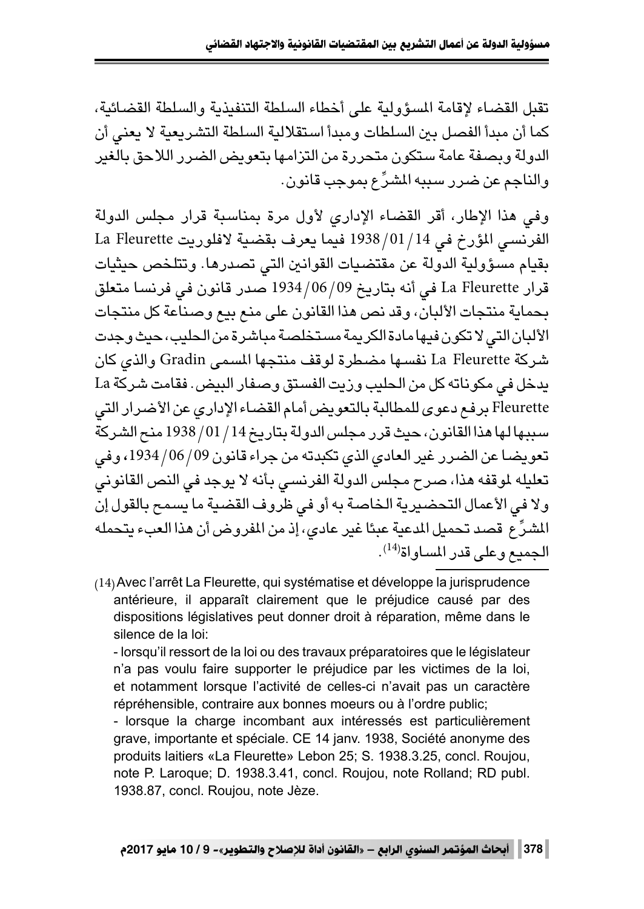تقبل القضاء لإقامة المسؤولية على أخطاء السلطة التنفيذية والسلطة القضائية، كما أن مبدأ الفصل بين السلطات ومبدأ استقلالية السلطة التشريعية لا يعني أن الدولة وبصفة عامة ستكون متحررة من التزامها بتعويض الضرر اللاحق بالغير والناجم عن ضرر سببه المشرِّع بموجب قانون.

وفي هذا الإطار، أقر القضاء الإداري لأول مرة بمناسبة قرار مجلس الدولة الفرنسي المؤرخ في 1938/01/14 فيما يعرف بقضية لافلوريت La Fleurette بقيام مسؤولية الدولة عن مقتضيات القوانين التي تصدرها. وتتلخص حيثيات قرار La Fleurette في أنه بتاريخ 1934/06/09 صدر قانون في فرنسا متعلق بحماية منتجات الألبان، وقد نص هذا القانون على منع بيع وصناعة كل منتجات الألبان التي لا تكون فيها مادة الكريمة مستخلصة مباشرة من الحليب، حيث وجدت شركة La Fleurette نفسها مضطرة لوقف منتجها المسمى Gradin والذي كان يدخل في مكوناته كل من الحليب وزيت الفستق وصفار البيض. فقامت شركة La Fleurette برفع دعوى للمطالبة بالتعويض أمام القضاء الإداري عن الأضرار التي سببها لها هذا القانون، حيث قرر مجلس الدولة بتاريخ 1938/01/14 منح الشركة تعويضا عن الضرر غير العادي الذي تكبدته من جراء قانون 1934/06/09، وفي تعليله لموقفه هذا، صرح مجلس الدولة الفرنسي بأنه لا يوجد في النص القانوني ولا في الأعمال التحضيرية الخاصة به أو في ظروف القضية ما يسمح بالقول إن المشرِّع قصد تحميل المدعية عبئا غير عادي، إذ من المفروض أن هذا العبء يتحمله الجميع وعلى قدر المساواة[14].

---

(14) Avec l'arrêt La Fleurette, qui systématise et développe la jurisprudence antérieure, il apparaît clairement que le préjudice causé par des dispositions législatives peut donner droit à réparation, même dans le silence de la loi:

- lorsqu'il ressort de la loi ou des travaux préparatoires que le législateur n'a pas voulu faire supporter le préjudice par les victimes de la loi, et notamment lorsque l'activité de celles-ci n'avait pas un caractère répréhensible, contraire aux bonnes moeurs ou à l'ordre public;

- lorsque la charge incombant aux intéressés est particulièrement grave, importante et spéciale. CE 14 janv. 1938, Société anonyme des produits laitiers «La Fleurette» Lebon 25; S. 1938.3.25, concl. Roujou, note P. Laroque; D. 1938.3.41, concl. Roujou, note Rolland; RD publ. 1938.87, concl. Roujou, note Jèze.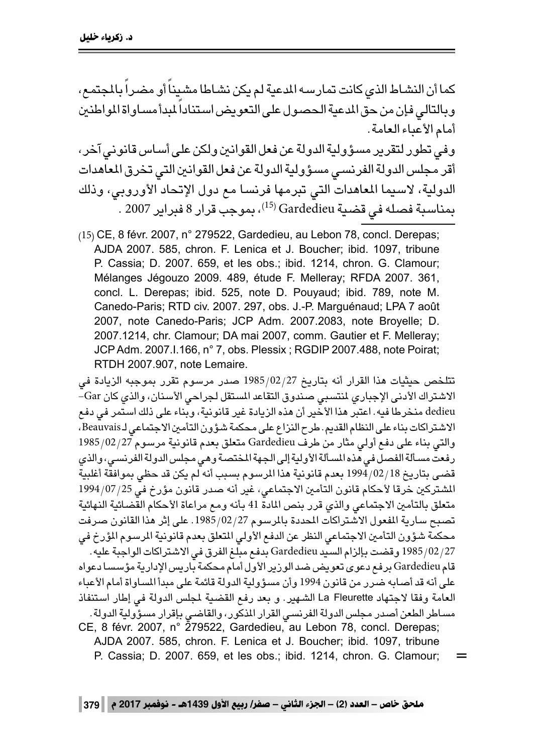كما أن النشاط الذي كانت تمارسه المدعية لم يكن نشاطا مشيناً أو مضراً بالمجتمع، وبالتالي فإن من حق المدعية الحصول على التعويض استناداً لمبدأ مساواة المواطنين أمام الأعباء العامة.

وفي تطور لتقرير مسؤولية الدولة عن فعل القوانين ولكن على أساس قانوني آخر، أقر مجلس الدولة الفرنسي مسؤولية الدولة عن فعل القوانين التي تخرق المعاهدات الدولية، لاسيما المعاهدات التي تبرمها فرنسا مع دول الإتحاد الأوروبي، وذلك بمناسبة فصله في قضية Gardedieu [15]، بموجب قرار 8 فبراير 2007 .

---

(15) CE, 8 févr. 2007, n° 279522, Gardedieu, au Lebon 78, concl. Derepas; AJDA 2007. 585, chron. F. Lenica et J. Boucher; ibid. 1097, tribune P. Cassia; D. 2007. 659, et les obs.; ibid. 1214, chron. G. Clamour; Mélanges Jégouzo 2009. 489, étude F. Melleray; RFDA 2007. 361, concl. L. Derepas; ibid. 525, note D. Pouyaud; ibid. 789, note M. Canedo-Paris; RTD civ. 2007. 297, obs. J.-P. Marguénaud; LPA 7 août 2007, note Canedo-Paris; JCP Adm. 2007.2083, note Broyelle; D. 2007.1214, chr. Clamour; DA mai 2007, comm. Gautier et F. Melleray; JCP Adm. 2007.I.166, n° 7, obs. Plessix ; RGDIP 2007.488, note Poirat; RTDH 2007.907, note Lemaire.

تتلخص حيثيات هذا القرار أنه بتاريخ 1985/02/27 صدر مرسوم تقرر بموجبه الزيادة في الاشتراك الأدنى الإجباري لمنتسبي صندوق التقاعد المستقل لجراحي الأسنان، والذي كان Gardedieu منخرطا فيه. اعتبر هذا الأخير أن هذه الزيادة غير قانونية، وبناء على ذلك استمر في دفع الاشتراكات بناء على النظام القديم. طرح النزاع على محكمة شؤون التأمين الاجتماعي لـ Beauvais، والتي بناء على دفع أولي مثار من طرف Gardedieu متعلق بعدم قانونية مرسوم 1985/02/27 رفعت مسألة الفصل في هذه المسألة الأولية إلى الجهة المختصة وهي مجلس الدولة الفرنسي، والذي قضى بتاريخ 1994/02/18 بعدم قانونية هذا المرسوم بسبب أنه لم يكن قد حظي بموافقة أغلبية المشتركين خرقا لأحكام قانون التأمين الاجتماعي، غير أنه صدر قانون مؤرخ في 1994/07/25 متعلق بالتأمين الاجتماعي والذي قرر بنص المادة 41 بأنه ومع مراعاة الأحكام القضائية النهائية تصبح سارية المفعول الاشتراكات المحددة بالمرسوم 1985/02/27. على إثر هذا القانون صرفت محكمة شؤون التأمين الاجتماعي النظر عن الدفع الأولي المتعلق بعدم قانونية المرسوم المؤرخ في 1985/02/27 وقضت بإلزام السيد Gardedieu بدفع مبلغ الفرق في الاشتراكات الواجبة عليه. قام Gardedieu برفع دعوى تعويض ضد الوزير الأول أمام محكمة باريس الإدارية مؤسسا دعواه على أنه قد أصابه ضرر من قانون 1994 وأن مسؤولية الدولة قائمة على مبدأ المساواة أمام الأعباء العامة وفقا لاجتهاد La Fleurette الشهير. و بعد رفع القضية لمجلس الدولة في إطار استنفاذ مساطر الطعن أصدر مجلس الدولة الفرنسي القرار المذكور، والقاضي بإقرار مسؤولية الدولة.

CE, 8 févr. 2007, n° 279522, Gardedieu, au Lebon 78, concl. Derepas; AJDA 2007. 585, chron. F. Lenica et J. Boucher; ibid. 1097, tribune P. Cassia; D. 2007. 659, et les obs.; ibid. 1214, chron. G. Clamour; =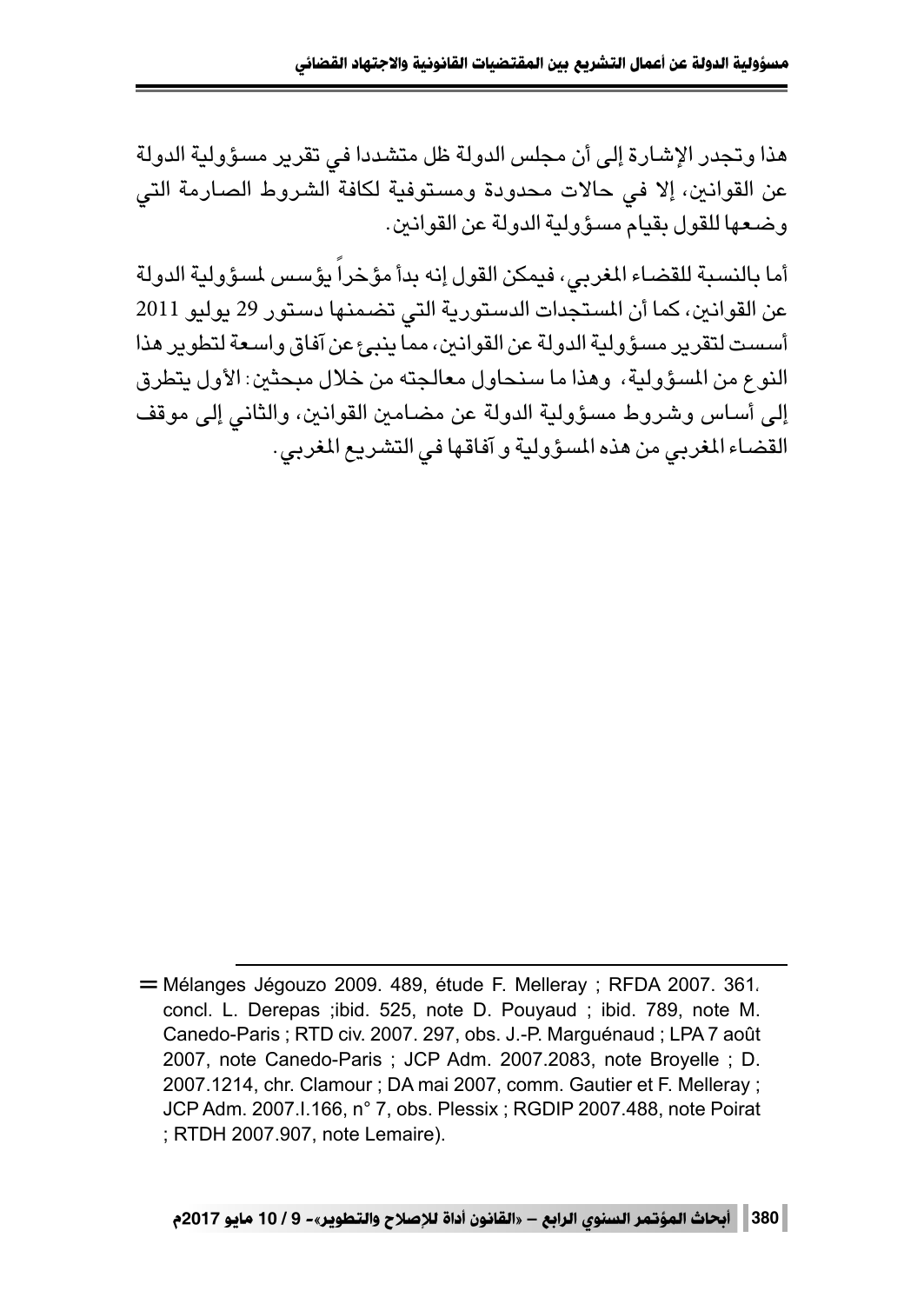هذا وتجدر الإشارة إلى أن مجلس الدولة ظل متشددا في تقرير مسؤولية الدولة عن القوانين، إلا في حالات محدودة ومستوفية لكافة الشروط الصارمة التي وضعها للقول بقيام مسؤولية الدولة عن القوانين.

أما بالنسبة للقضاء المغربي، فيمكن القول إنه بدأ مؤخراً يؤسس لمسؤولية الدولة عن القوانين، كما أن المستجدات الدستورية التي تضمنها دستور 29 يوليو 2011 أسست لتقرير مسؤولية الدولة عن القوانين، مما ينبئ عن آفاق واسعة لتطوير هذا النوع من المسؤولية، وهذا ما سنحاول معالجته من خلال مبحثين: الأول يتطرق إلى أساس وشروط مسؤولية الدولة عن مضامين القوانين، والثاني إلى موقف القضاء المغربي من هذه المسؤولية و آفاقها في التشريع المغربي.

---

= Mélanges Jégouzo 2009. 489, étude F. Melleray ; RFDA 2007. 361، concl. L. Derepas ;ibid. 525, note D. Pouyaud ; ibid. 789, note M. Canedo-Paris ; RTD civ. 2007. 297, obs. J.-P. Marguénaud ; LPA 7 août 2007, note Canedo-Paris ; JCP Adm. 2007.2083, note Broyelle ; D. 2007.1214, chr. Clamour ; DA mai 2007, comm. Gautier et F. Melleray ; JCP Adm. 2007.I.166, n° 7, obs. Plessix ; RGDIP 2007.488, note Poirat ; RTDH 2007.907, note Lemaire).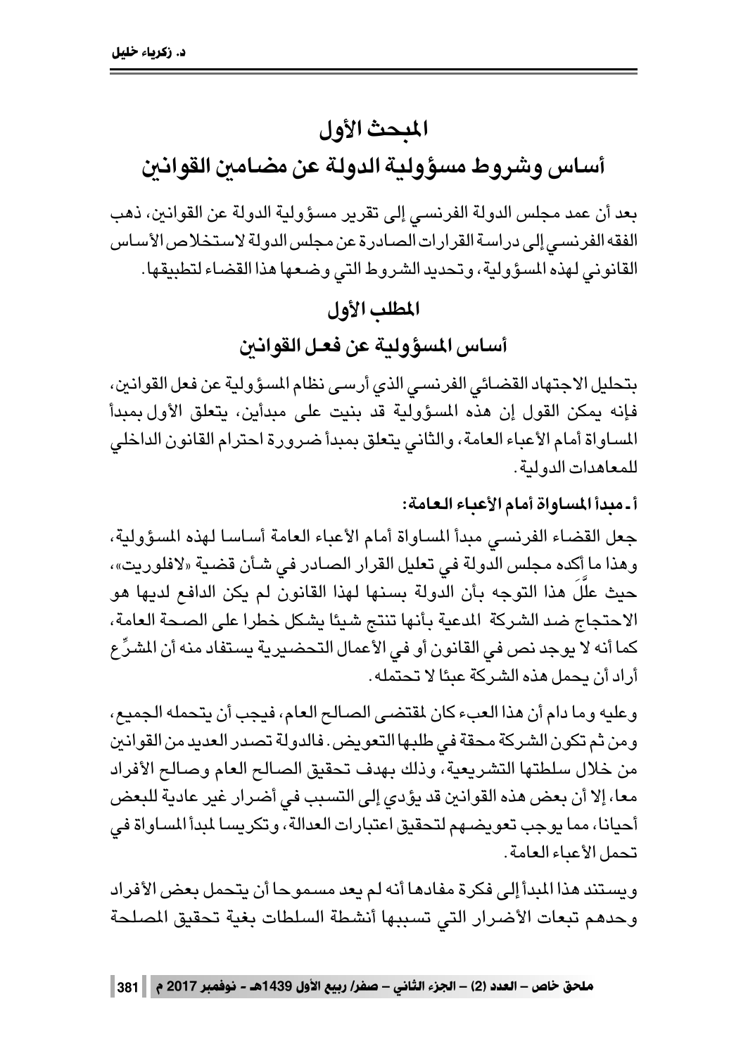# المبحث الأول

# أساس وشروط مسؤولية الدولة عن مضامين القوانين

بعد أن عمد مجلس الدولة الفرنسي إلى تقرير مسؤولية الدولة عن القوانين، ذهب الفقه الفرنسي إلى دراسة القرارات الصادرة عن مجلس الدولة لاستخلاص الأساس القانوني لهذه المسؤولية، وتحديد الشروط التي وضعها هذا القضاء لتطبيقها.

## المطلب الأول

## أساس المسؤولية عن فعل القوانين

بتحليل الاجتهاد القضائي الفرنسي الذي أرسى نظام المسؤولية عن فعل القوانين، فإنه يمكن القول إن هذه المسؤولية قد بنيت على مبدأين، يتعلق الأول بمبدأ المساواة أمام الأعباء العامة، والثاني يتعلق بمبدأ ضرورة احترام القانون الداخلي للمعاهدات الدولية.

**أ- مبدأ المساواة أمام الأعباء العامة:**

جعل القضاء الفرنسي مبدأ المساواة أمام الأعباء العامة أساسا لهذه المسؤولية، وهذا ما أكده مجلس الدولة في تعليل القرار الصادر في شأن قضية «لافلوريت»، حيث علَّل هذا التوجه بأن الدولة بسنها لهذا القانون لم يكن الدافع لديها هو الاحتجاج ضد الشركة المدعية بأنها تنتج شيئا يشكل خطرا على الصحة العامة، كما أنه لا يوجد نص في القانون أو في الأعمال التحضيرية يستفاد منه أن المشرِّع أراد أن يحمل هذه الشركة عبئا لا تحتمله.

وعليه وما دام أن هذا العبء كان لمقتضى الصالح العام، فيجب أن يتحمله الجميع، ومن ثم تكون الشركة محقة في طلبها التعويض. فالدولة تصدر العديد من القوانين من خلال سلطتها التشريعية، وذلك بهدف تحقيق الصالح العام وصالح الأفراد معا، إلا أن بعض هذه القوانين قد يؤدي إلى التسبب في أضرار غير عادية للبعض أحيانا، مما يوجب تعويضهم لتحقيق اعتبارات العدالة، وتكريسا لمبدأ المساواة في تحمل الأعباء العامة.

ويستند هذا المبدأ إلى فكرة مفادها أنه لم يعد مسموحا أن يتحمل بعض الأفراد وحدهم تبعات الأضرار التي تسببها أنشطة السلطات بغية تحقيق المصلحة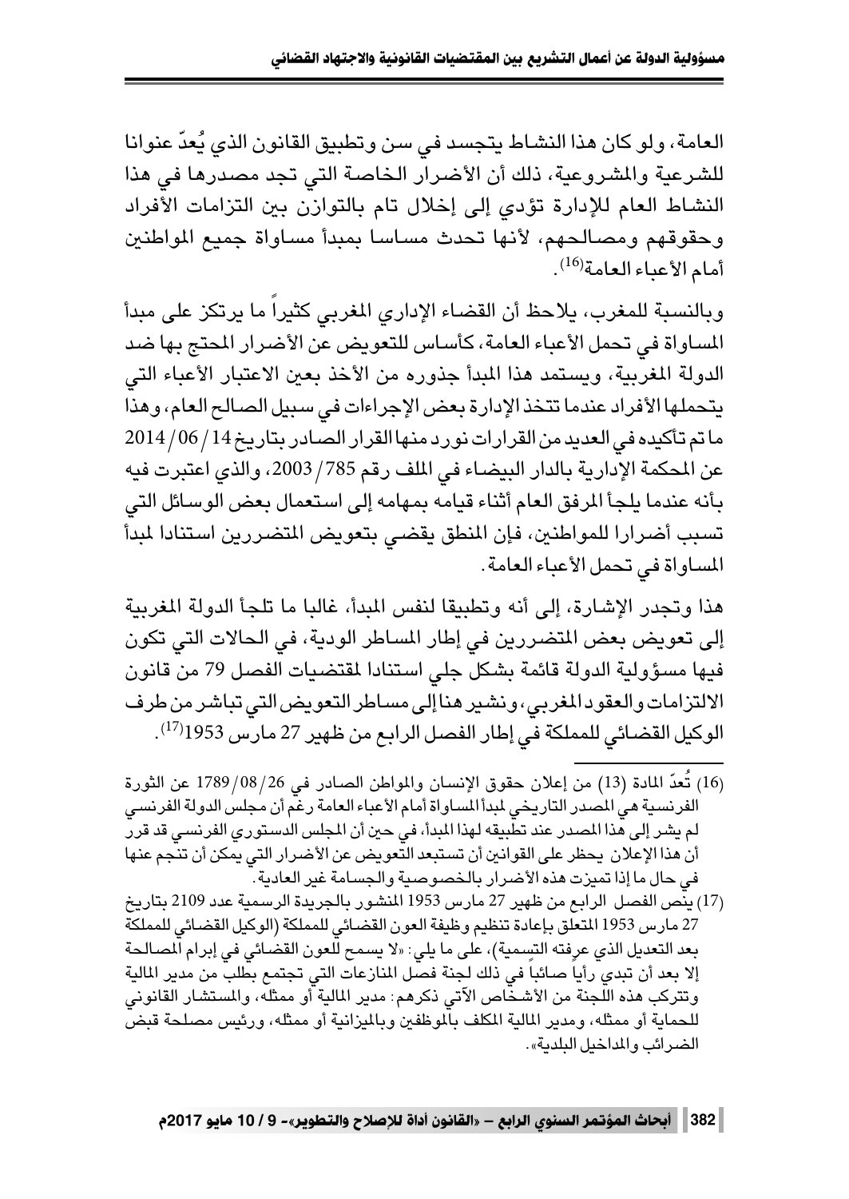العامة، ولو كان هذا النشاط يتجسد في سن وتطبيق القانون الذي يُعدّ عنوانا للشرعية والمشروعية، ذلك أن الأضرار الخاصة التي تجد مصدرها في هذا النشاط العام للإدارة تؤدي إلى إخلال تام بالتوازن بين التزامات الأفراد وحقوقهم ومصالحهم، لأنها تحدث مساسا بمبدأ مساواة جميع المواطنين أمام الأعباء العامة[16].

وبالنسبة للمغرب، يلاحظ أن القضاء الإداري المغربي كثيراً ما يرتكز على مبدأ المساواة في تحمل الأعباء العامة، كأساس للتعويض عن الأضرار المحتج بها ضد الدولة المغربية، ويستمد هذا المبدأ جذوره من الأخذ بعين الاعتبار الأعباء التي يتحملها الأفراد عندما تتخذ الإدارة بعض الإجراءات في سبيل الصالح العام، وهذا ما تم تأكيده في العديد من القرارات نورد منها القرار الصادر بتاريخ 14/06/2014 عن المحكمة الإدارية بالدار البيضاء في الملف رقم 785/2003، والذي اعتبرت فيه بأنه عندما يلجأ المرفق العام أثناء قيامه بمهامه إلى استعمال بعض الوسائل التي تسبب أضرارا للمواطنين، فإن المنطق يقضي بتعويض المتضررين استنادا لمبدأ المساواة في تحمل الأعباء العامة.

هذا وتجدر الإشارة، إلى أنه وتطبيقا لنفس المبدأ، غالبا ما تلجأ الدولة المغربية إلى تعويض بعض المتضررين في إطار المساطر الودية، في الحالات التي تكون فيها مسؤولية الدولة قائمة بشكل جلي استنادا لمقتضيات الفصل 79 من قانون الالتزامات والعقود المغربي، ونشير هنا إلى مساطر التعويض التي تباشر من طرف الوكيل القضائي للمملكة في إطار الفصل الرابع من ظهير 27 مارس 1953[17].

---

(16) تُعدّ المادة (13) من إعلان حقوق الإنسان والمواطن الصادر في 26/08/1789 عن الثورة الفرنسية هي المصدر التاريخي لمبدأ المساواة أمام الأعباء العامة رغم أن مجلس الدولة الفرنسي لم يشر إلى هذا المصدر عند تطبيقه لهذا المبدأ، في حين أن المجلس الدستوري الفرنسي قد قرر أن هذا الإعلان يحظر على القوانين أن تستبعد التعويض عن الأضرار التي يمكن أن تنجم عنها في حال ما إذا تميزت هذه الأضرار بالخصوصية والجسامة غير العادية.

(17) ينص الفصل الرابع من ظهير 27 مارس 1953 المنشور بالجريدة الرسمية عدد 2109 بتاريخ 27 مارس 1953 المتعلق بإعادة تنظيم وظيفة العون القضائي للمملكة (الوكيل القضائي للمملكة بعد التعديل الذي عرفته التسمية)، على ما يلي: «لا يسمح للعون القضائي في إبرام المصالحة إلا بعد أن تبدي رأياً صائباً في ذلك لجنة فصل المنازعات التي تجتمع بطلب من مدير المالية وتتركب هذه اللجنة من الأشخاص الآتي ذكرهم: مدير المالية أو ممثله، والمستشار القانوني للحماية أو ممثله، ومدير المالية المكلف بالموظفين وبالميزانية أو ممثله، ورئيس مصلحة قبض الضرائب والمداخيل البلدية».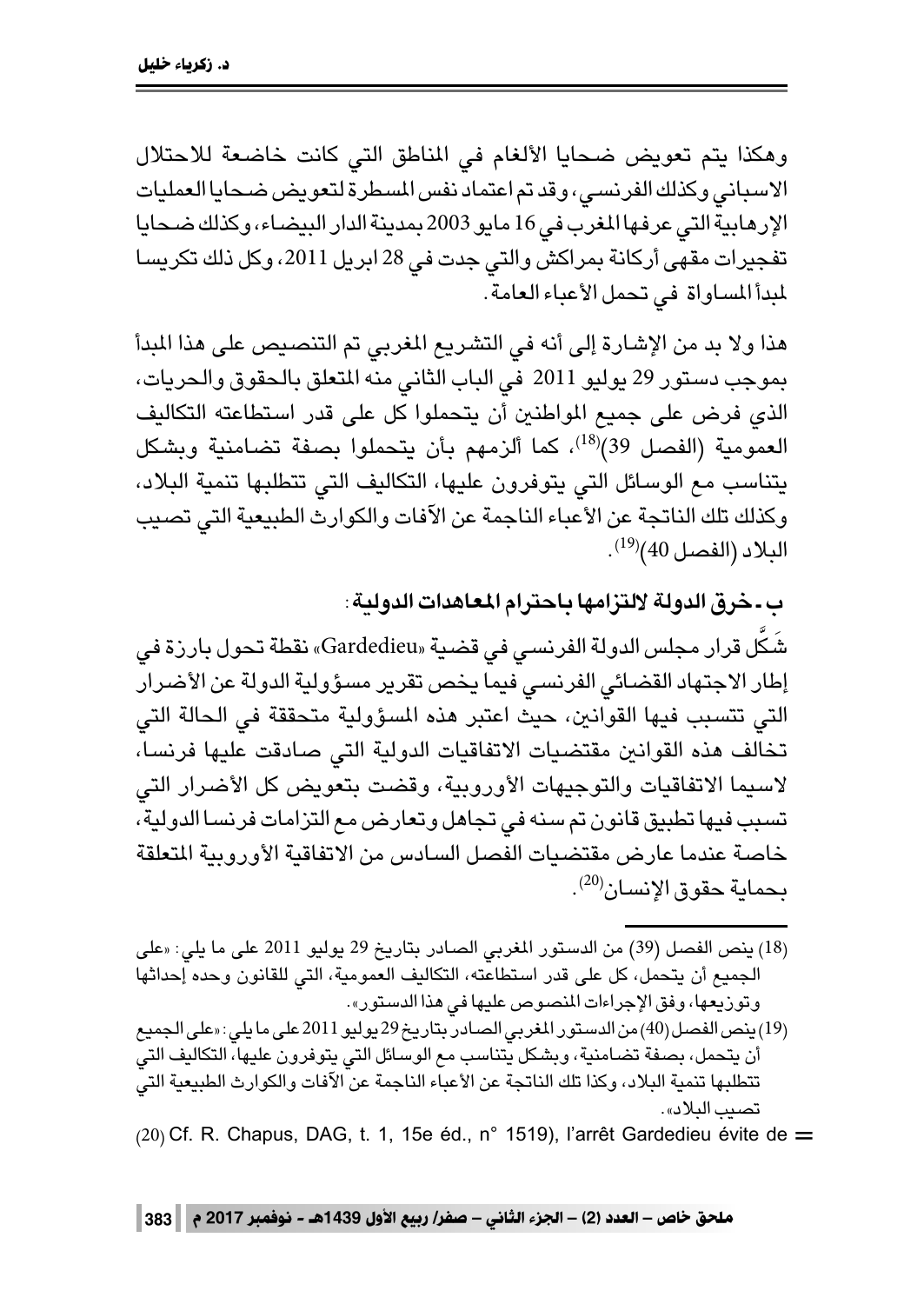وهكذا يتم تعويض ضحايا الألغام في المناطق التي كانت خاضعة للاحتلال الاسباني وكذلك الفرنسي، وقد تم اعتماد نفس المسطرة لتعويض ضحايا العمليات الإرهابية التي عرفها المغرب في 16 مايو 2003 بمدينة الدار البيضاء، وكذلك ضحايا تفجيرات مقهى أركانة بمراكش والتي جدت في 28 ابريل 2011، وكل ذلك تكريسا لمبدأ المساواة في تحمل الأعباء العامة.

هذا ولا بد من الإشارة إلى أنه في التشريع المغربي تم التنصيص على هذا المبدأ بموجب دستور 29 يوليو 2011 في الباب الثاني منه المتعلق بالحقوق والحريات، الذي فرض على جميع المواطنين أن يتحملوا كل على قدر استطاعته التكاليف العمومية (الفصل 39)[18]، كما ألزمهم بأن يتحملوا بصفة تضامنية وبشكل يتناسب مع الوسائل التي يتوفرون عليها، التكاليف التي تتطلبها تنمية البلاد، وكذلك تلك الناتجة عن الأعباء الناجمة عن الآفات والكوارث الطبيعية التي تصيب البلاد (الفصل 40)[19].

### ب - خرق الدولة لالتزامها باحترام المعاهدات الدولية:

شَكَّل قرار مجلس الدولة الفرنسي في قضية «Gardedieu» نقطة تحول بارزة في إطار الاجتهاد القضائي الفرنسي فيما يخص تقرير مسؤولية الدولة عن الأضرار التي تتسبب فيها القوانين، حيث اعتبر هذه المسؤولية متحققة في الحالة التي تخالف هذه القوانين مقتضيات الاتفاقيات الدولية التي صادقت عليها فرنسا، لاسيما الاتفاقيات والتوجيهات الأوروبية، وقضت بتعويض كل الأضرار التي تسبب فيها تطبيق قانون تم سنه في تجاهل وتعارض مع التزامات فرنسا الدولية، خاصة عندما عارض مقتضيات الفصل السادس من الاتفاقية الأوروبية المتعلقة بحماية حقوق الإنسان[20].

---

(18) ينص الفصل (39) من الدستور المغربي الصادر بتاريخ 29 يوليو 2011 على ما يلي: «على الجميع أن يتحمل، كل على قدر استطاعته، التكاليف العمومية، التي للقانون وحده إحداثها وتوزيعها، وفق الإجراءات المنصوص عليها في هذا الدستور».

(19) ينص الفصل (40) من الدستور المغربي الصادر بتاريخ 29 يوليو 2011 على ما يلي: «على الجميع أن يتحمل، بصفة تضامنية، وبشكل يتناسب مع الوسائل التي يتوفرون عليها، التكاليف التي تتطلبها تنمية البلاد، وكذا تلك الناتجة عن الأعباء الناجمة عن الآفات والكوارث الطبيعية التي تصيب البلاد».

(20) Cf. R. Chapus, DAG, t. 1, 15e éd., n° 1519), l'arrêt Gardedieu évite de =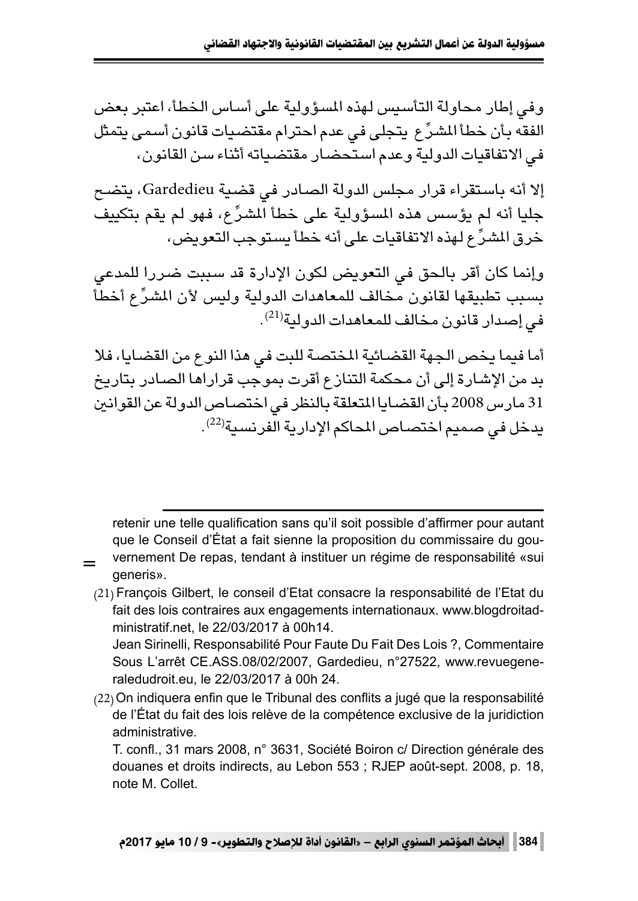وفي إطار محاولة التأسيس لهذه المسؤولية على أساس الخطأ، اعتبر بعض الفقه بأن خطأ المشرِّع يتجلى في عدم احترام مقتضيات قانون أسمى يتمثل في الاتفاقيات الدولية وعدم استحضار مقتضياته أثناء سن القانون،

إلا أنه باستقراء قرار مجلس الدولة الصادر في قضية Gardedieu، يتضح جليا أنه لم يؤسس هذه المسؤولية على خطأ المشرِّع، فهو لم يقم بتكييف خرق المشرِّع لهذه الاتفاقيات على أنه خطأ يستوجب التعويض،

وإنما كان أقر بالحق في التعويض لكون الإدارة قد سببت ضررا للمدعي بسبب تطبيقها لقانون مخالف للمعاهدات الدولية وليس لأن المشرِّع أخطأ في إصدار قانون مخالف للمعاهدات الدولية[21].

أما فيما يخص الجهة القضائية المختصة للبت في هذا النوع من القضايا، فلا بد من الإشارة إلى أن محكمة التنازع أقرت بموجب قراراها الصادر بتاريخ 31 مارس 2008 بأن القضايا المتعلقة بالنظر في اختصاص الدولة عن القوانين يدخل في صميم اختصاص المحاكم الإدارية الفرنسية[22].

---

= retenir une telle qualification sans qu'il soit possible d'affirmer pour autant que le Conseil d'État a fait sienne la proposition du commissaire du gouvernement De repas, tendant à instituer un régime de responsabilité «sui generis».

(21) François Gilbert, le conseil d'Etat consacre la responsabilité de l'Etat du fait des lois contraires aux engagements internationaux. www.blogdroitadministratif.net, le 22/03/2017 à 00h14.
Jean Sirinelli, Responsabilité Pour Faute Du Fait Des Lois ?, Commentaire Sous L'arrêt CE.ASS.08/02/2007, Gardedieu, n°27522, www.revuegeneraledudroit.eu, le 22/03/2017 à 00h 24.

(22) On indiquera enfin que le Tribunal des conflits a jugé que la responsabilité de l'État du fait des lois relève de la compétence exclusive de la juridiction administrative.
T. confl., 31 mars 2008, n° 3631, Société Boiron c/ Direction générale des douanes et droits indirects, au Lebon 553 ; RJEP août-sept. 2008, p. 18, note M. Collet.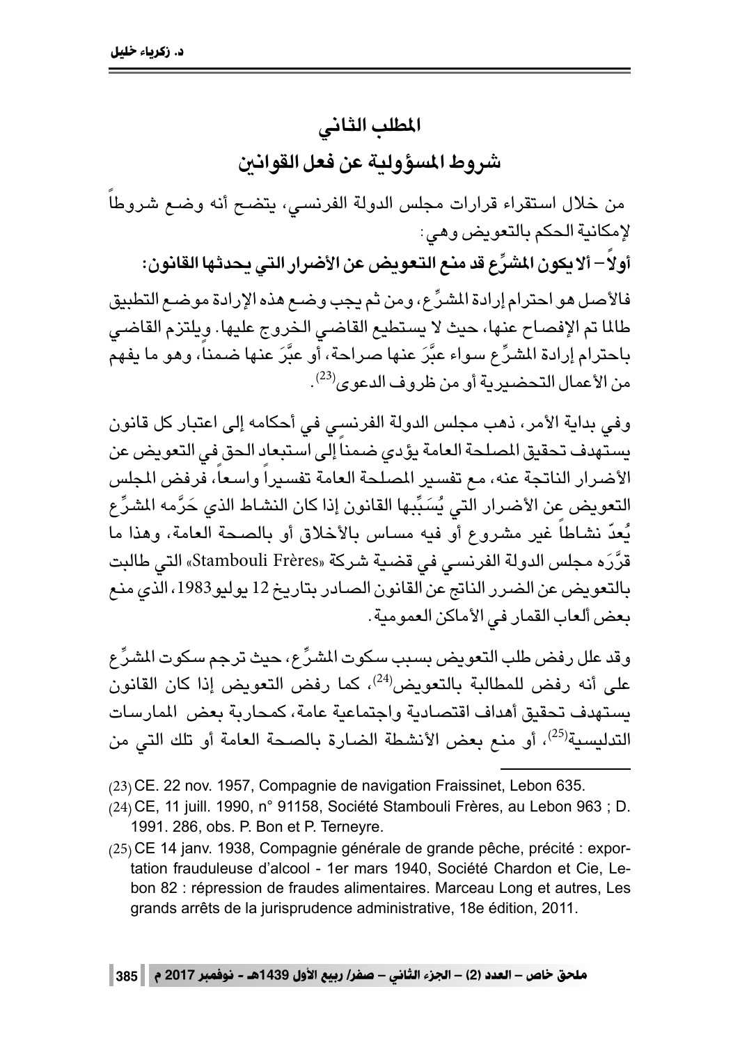## المطلب الثاني

## شروط المسؤولية عن فعل القوانين

من خلال استقراء قرارات مجلس الدولة الفرنسي، يتضح أنه وضع شروطاً لإمكانية الحكم بالتعويض وهي:

### أولاً– ألا يكون المشرِّع قد منع التعويض عن الأضرار التي يحدثها القانون:

فالأصل هو احترام إرادة المشرِّع، ومن ثم يجب وضع هذه الإرادة موضع التطبيق طالما تم الإفصاح عنها، حيث لا يستطيع القاضي الخروج عليها. ويلتزم القاضي باحترام إرادة المشرِّع سواء عبَّرَ عنها صراحة، أو عبَّرَ عنها ضمناً، وهو ما يفهم من الأعمال التحضيرية أو من ظروف الدعوى[23].

وفي بداية الأمر، ذهب مجلس الدولة الفرنسي في أحكامه إلى اعتبار كل قانون يستهدف تحقيق المصلحة العامة يؤدي ضمناً إلى استبعاد الحق في التعويض عن الأضرار الناتجة عنه، مع تفسير المصلحة العامة تفسيراً واسعاً، فرفض المجلس التعويض عن الأضرار التي يُسَبِّبها القانون إذا كان النشاط الذي حَرَّمه المشرِّع يُعدّ نشاطاً غير مشروع أو فيه مساس بالأخلاق أو بالصحة العامة، وهذا ما قرَّرَه مجلس الدولة الفرنسي في قضية شركة «Stambouli Frères» التي طالبت بالتعويض عن الضرر الناتج عن القانون الصادر بتاريخ 12 يوليو1983، الذي منع بعض ألعاب القمار في الأماكن العمومية.

وقد علل رفض طلب التعويض بسبب سكوت المشرِّع، حيث ترجم سكوت المشرِّع على أنه رفض للمطالبة بالتعويض[24]، كما رفض التعويض إذا كان القانون يستهدف تحقيق أهداف اقتصادية واجتماعية عامة، كمحاربة بعض الممارسات التدليسية[25]، أو منع بعض الأنشطة الضارة بالصحة العامة أو تلك التي من

---

(23) CE. 22 nov. 1957, Compagnie de navigation Fraissinet, Lebon 635.

(24) CE, 11 juill. 1990, n° 91158, Société Stambouli Frères, au Lebon 963 ; D. 1991. 286, obs. P. Bon et P. Terneyre.

(25) CE 14 janv. 1938, Compagnie générale de grande pêche, précité : exportation frauduleuse d'alcool - 1er mars 1940, Société Chardon et Cie, Lebon 82 : répression de fraudes alimentaires. Marceau Long et autres, Les grands arrêts de la jurisprudence administrative, 18e édition, 2011.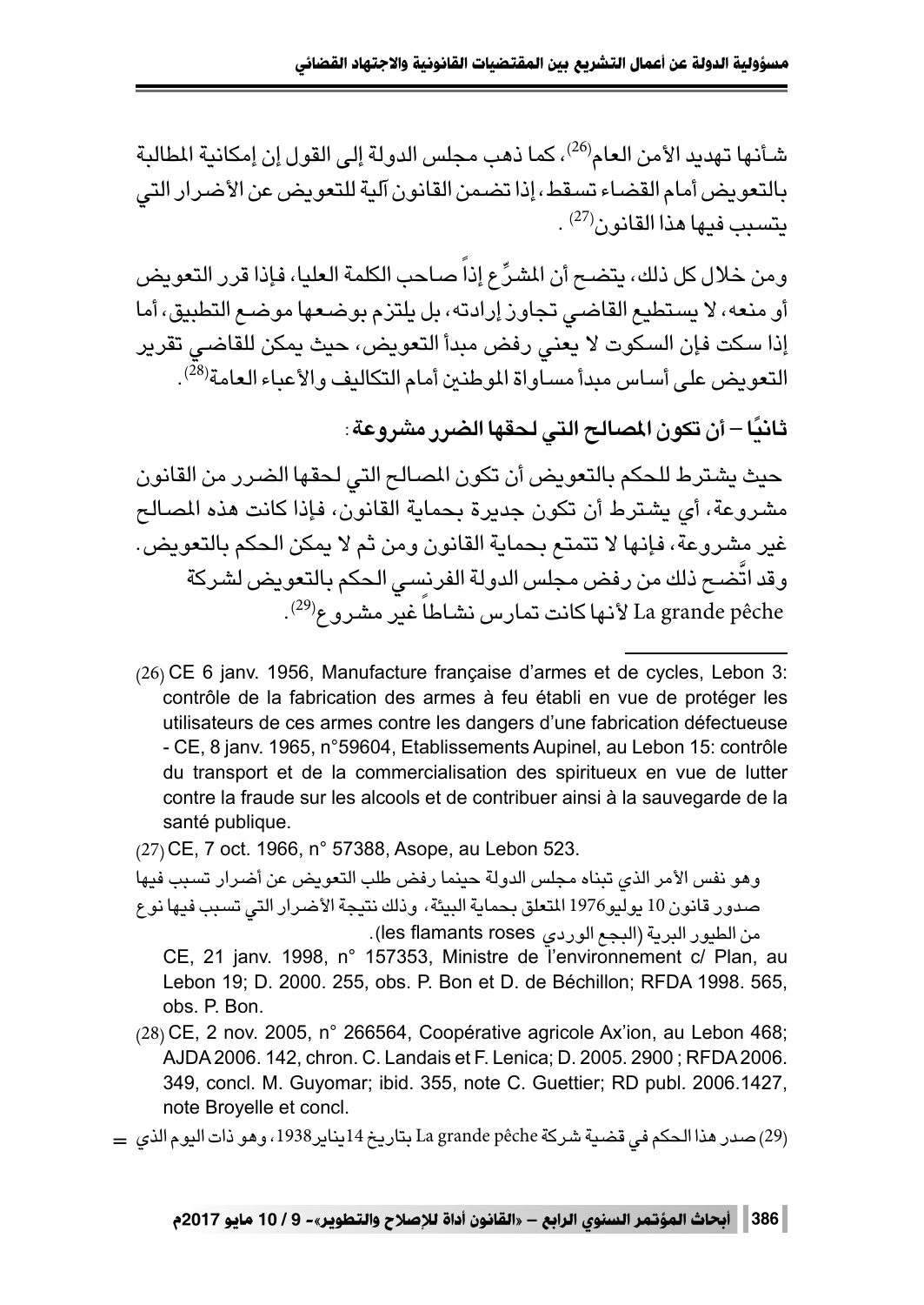شأنها تهديد الأمن العام[26]، كما ذهب مجلس الدولة إلى القول إن إمكانية المطالبة بالتعويض أمام القضاء تسقط، إذا تضمن القانون آلية للتعويض عن الأضرار التي يتسبب فيها هذا القانون[27] .

ومن خلال كل ذلك، يتضح أن المشرِّع إذاً صاحب الكلمة العليا، فإذا قرر التعويض أو منعه، لا يستطيع القاضي تجاوز إرادته، بل يلتزم بوضعها موضع التطبيق، أما إذا سكت فإن السكوت لا يعني رفض مبدأ التعويض، حيث يمكن للقاضي تقرير التعويض على أساس مبدأ مساواة المواطنين أمام التكاليف والأعباء العامة[28].

**ثانيًا – أن تكون المصالح التي لحقها الضرر مشروعة:**

حيث يشترط للحكم بالتعويض أن تكون المصالح التي لحقها الضرر من القانون مشروعة، أي يشترط أن تكون جديرة بحماية القانون، فإذا كانت هذه المصالح غير مشروعة، فإنها لا تتمتع بحماية القانون ومن ثم لا يمكن الحكم بالتعويض. وقد اتَّضح ذلك من رفض مجلس الدولة الفرنسي الحكم بالتعويض لشركة La grande pêche لأنها كانت تمارس نشاطاً غير مشروع[29].

---

(26) CE 6 janv. 1956, Manufacture française d'armes et de cycles, Lebon 3: contrôle de la fabrication des armes à feu établi en vue de protéger les utilisateurs de ces armes contre les dangers d'une fabrication défectueuse - CE, 8 janv. 1965, n°59604, Etablissements Aupinel, au Lebon 15: contrôle du transport et de la commercialisation des spiritueux en vue de lutter contre la fraude sur les alcools et de contribuer ainsi à la sauvegarde de la santé publique.

(27) CE, 7 oct. 1966, n° 57388, Asope, au Lebon 523.

وهو نفس الأمر الذي تبناه مجلس الدولة حينما رفض طلب التعويض عن أضرار تسبب فيها صدور قانون 10 يوليو1976 المتعلق بحماية البيئة، وذلك نتيجة الأضرار التي تسبب فيها نوع من الطيور البرية (البجع الوردي les flamants roses).

CE, 21 janv. 1998, n° 157353, Ministre de l'environnement c/ Plan, au Lebon 19; D. 2000. 255, obs. P. Bon et D. de Béchillon; RFDA 1998. 565, obs. P. Bon.

(28) CE, 2 nov. 2005, n° 266564, Coopérative agricole Ax'ion, au Lebon 468; AJDA 2006. 142, chron. C. Landais et F. Lenica; D. 2005. 2900 ; RFDA 2006. 349, concl. M. Guyomar; ibid. 355, note C. Guettier; RD publ. 2006.1427, note Broyelle et concl.

(29) صدر هذا الحكم في قضية شركة La grande pêche بتاريخ 14يناير1938، وهو ذات اليوم الذي =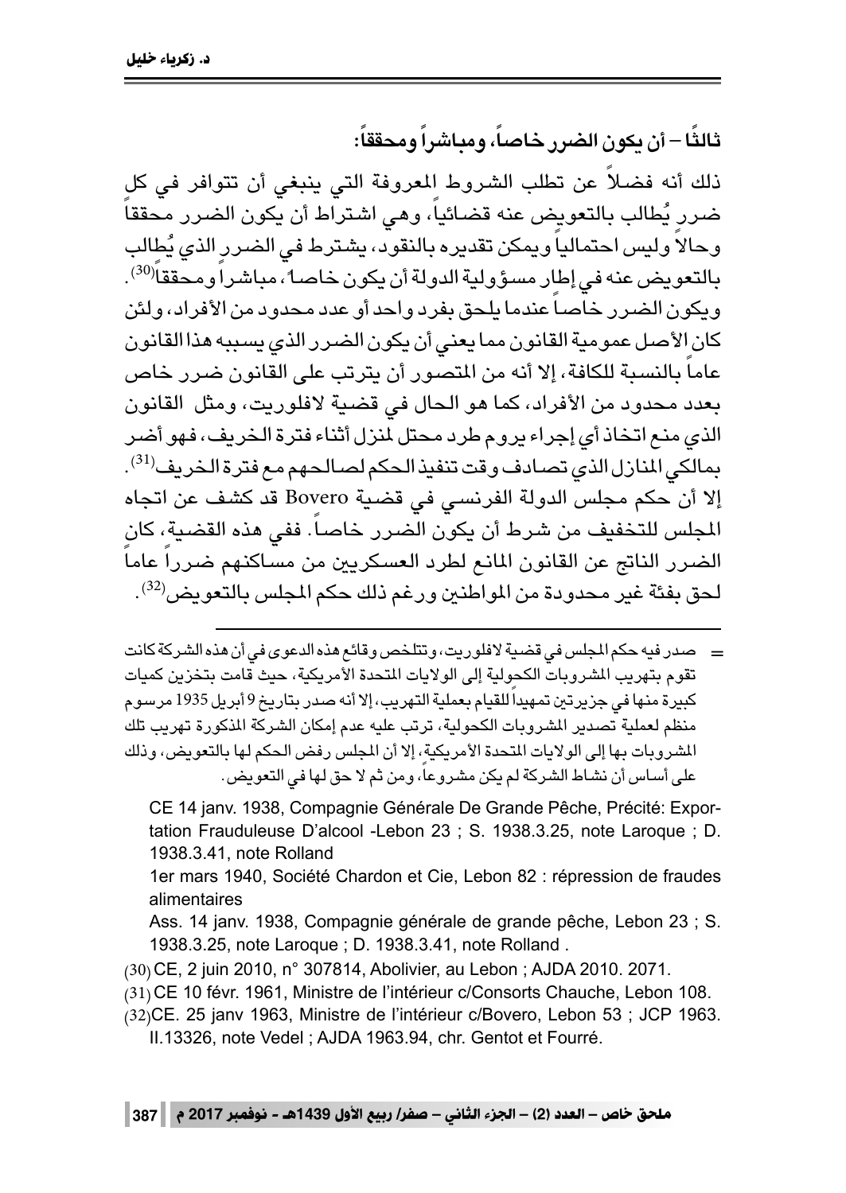### ثالثًا – أن يكون الضرر خاصاً، ومباشراً ومحققاً:

ذلك أنه فضلاً عن تطلب الشروط المعروفة التي ينبغي أن تتوافر في كل ضرر يُطالب بالتعويض عنه قضائياً، وهي اشتراط أن يكون الضرر محققاً وحالاً وليس احتمالياً ويمكن تقديره بالنقود، يشترط في الضرر الذي يُطالب بالتعويض عنه في إطار مسؤولية الدولة أن يكون خاصاً، مباشراً ومحققاً[30]. ويكون الضرر خاصاً عندما يلحق بفرد واحد أو عدد محدود من الأفراد، ولئن كان الأصل عمومية القانون مما يعني أن يكون الضرر الذي يسببه هذا القانون عاماً بالنسبة للكافة، إلا أنه من المتصور أن يترتب على القانون ضرر خاص بعدد محدود من الأفراد، كما هو الحال في قضية لافلوريت، ومثل القانون الذي منع اتخاذ أي إجراء يروم طرد محتل لمنزل أثناء فترة الخريف، فهو أضر بمالكي المنازل الذي تصادف وقت تنفيذ الحكم لصالحهم مع فترة الخريف[31]. إلا أن حكم مجلس الدولة الفرنسي في قضية Bovero قد كشف عن اتجاه المجلس للتخفيف من شرط أن يكون الضرر خاصاً. ففي هذه القضية، كان الضرر الناتج عن القانون المانع لطرد العسكريين من مساكنهم ضرراً عاماً لحق بفئة غير محدودة من المواطنين ورغم ذلك حكم المجلس بالتعويض[32].

---

= صدر فيه حكم المجلس في قضية لافلوريت، وتتلخص وقائع هذه الدعوى في أن هذه الشركة كانت تقوم بتهريب المشروبات الكحولية إلى الولايات المتحدة الأمريكية، حيث قامت بتخزين كميات كبيرة منها في جزيرتين تمهيداً للقيام بعملية التهريب، إلا أنه صدر بتاريخ 9 أبريل 1935 مرسوم منظم لعملية تصدير المشروبات الكحولية، ترتب عليه عدم إمكان الشركة المذكورة تهريب تلك المشروبات بها إلى الولايات المتحدة الأمريكية، إلا أن المجلس رفض الحكم لها بالتعويض، وذلك على أساس أن نشاط الشركة لم يكن مشروعاً، ومن ثم لا حق لها في التعويض.

CE 14 janv. 1938, Compagnie Générale De Grande Pêche, Précité: Exportation Frauduleuse D'alcool -Lebon 23 ; S. 1938.3.25, note Laroque ; D. 1938.3.41, note Rolland

1er mars 1940, Société Chardon et Cie, Lebon 82 : répression de fraudes alimentaires

Ass. 14 janv. 1938, Compagnie générale de grande pêche, Lebon 23 ; S. 1938.3.25, note Laroque ; D. 1938.3.41, note Rolland .

(30) CE, 2 juin 2010, n° 307814, Abolivier, au Lebon ; AJDA 2010. 2071.

(31) CE 10 févr. 1961, Ministre de l'intérieur c/Consorts Chauche, Lebon 108.

(32) CE. 25 janv 1963, Ministre de l'intérieur c/Bovero, Lebon 53 ; JCP 1963. II.13326, note Vedel ; AJDA 1963.94, chr. Gentot et Fourré.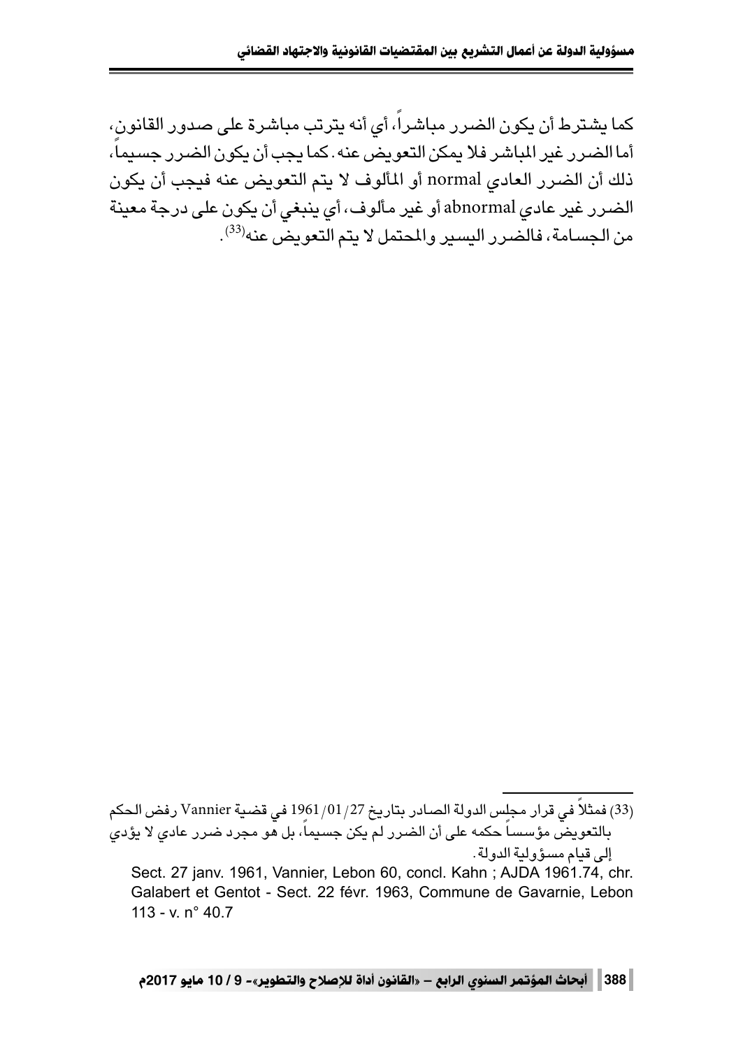كما يشترط أن يكون الضرر مباشراً، أي أنه يترتب مباشرة على صدور القانون، أما الضرر غير المباشر فلا يمكن التعويض عنه. كما يجب أن يكون الضرر جسيماً، ذلك أن الضرر العادي normal أو المألوف لا يتم التعويض عنه فيجب أن يكون الضرر غير عادي abnormal أو غير مألوف، أي ينبغي أن يكون على درجة معينة من الجسامة، فالضرر اليسير والمحتمل لا يتم التعويض عنه[33].

---

(33) فمثلاً في قرار مجلس الدولة الصادر بتاريخ 1961/01/27 في قضية Vannier رفض الحكم بالتعويض مؤسساً حكمه على أن الضرر لم يكن جسيماً، بل هو مجرد ضرر عادي لا يؤدي إلى قيام مسؤولية الدولة.

Sect. 27 janv. 1961, Vannier, Lebon 60, concl. Kahn ; AJDA 1961.74, chr. Galabert et Gentot - Sect. 22 févr. 1963, Commune de Gavarnie, Lebon 113 - v. n° 40.7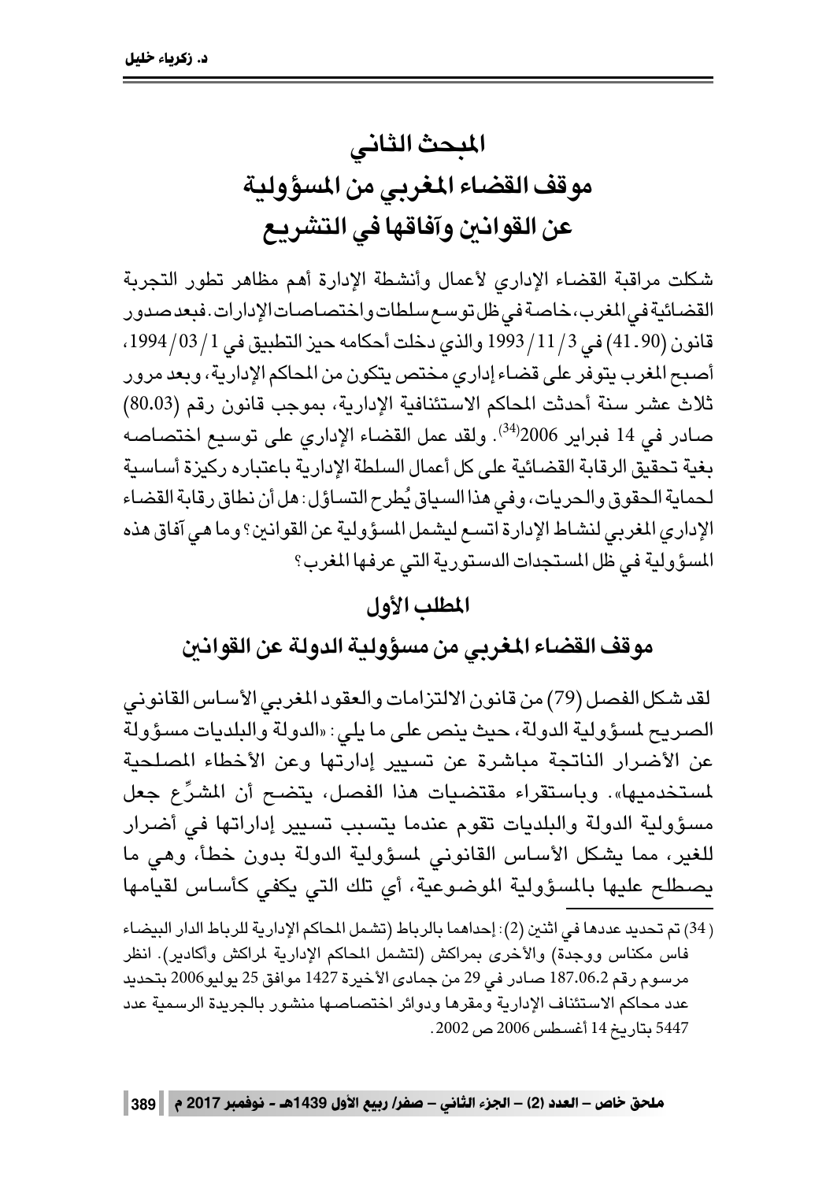# المبحث الثاني
# موقف القضاء المغربي من المسؤولية عن القوانين وآفاقها في التشريع

شكلت مراقبة القضاء الإداري لأعمال وأنشطة الإدارة أهم مظاهر تطور التجربة القضائية في المغرب، خاصة في ظل توسع سلطات واختصاصات الإدارات. فبعد صدور قانون (41.90) في 3/11/1993 والذي دخلت أحكامه حيز التطبيق في 1/03/1994، أصبح المغرب يتوفر على قضاء إداري مختص يتكون من المحاكم الإدارية، وبعد مرور ثلاث عشر سنة أحدثت المحاكم الاستئنافية الإدارية، بموجب قانون رقم (80.03) صادر في 14 فبراير 2006[34]. ولقد عمل القضاء الإداري على توسيع اختصاصه بغية تحقيق الرقابة القضائية على كل أعمال السلطة الإدارية باعتباره ركيزة أساسية لحماية الحقوق والحريات، وفي هذا السياق يُطرح التساؤل: هل أن نطاق رقابة القضاء الإداري المغربي لنشاط الإدارة اتسع ليشمل المسؤولية عن القوانين؟ وما هي آفاق هذه المسؤولية في ظل المستجدات الدستورية التي عرفها المغرب؟

## المطلب الأول
## موقف القضاء المغربي من مسؤولية الدولة عن القوانين

لقد شكل الفصل (79) من قانون الالتزامات والعقود المغربي الأساس القانوني الصريح لمسؤولية الدولة، حيث ينص على ما يلي: «الدولة والبلديات مسؤولة عن الأضرار الناتجة مباشرة عن تسيير إدارتها وعن الأخطاء المصلحية لمستخدميها». وباستقراء مقتضيات هذا الفصل، يتضح أن المشرِّع جعل مسؤولية الدولة والبلديات تقوم عندما يتسبب تسيير إداراتها في أضرار للغير، مما يشكل الأساس القانوني لمسؤولية الدولة بدون خطأ، وهي ما يصطلح عليها بالمسؤولية الموضوعية، أي تلك التي يكفي كأساس لقيامها

(34) تم تحديد عددها في اثنين (2): إحداهما بالرباط (تشمل المحاكم الإدارية للرباط الدار البيضاء فاس مكناس ووجدة) والأخرى بمراكش (لتشمل المحاكم الإدارية لمراكش وأكادير). انظر مرسوم رقم 187.06.2 صادر في 29 من جمادى الأخيرة 1427 موافق 25 يوليو2006 بتحديد عدد محاكم الاستئناف الإدارية ومقرها ودوائر اختصاصها منشور بالجريدة الرسمية عدد 5447 بتاريخ 14 أغسطس 2006 ص 2002.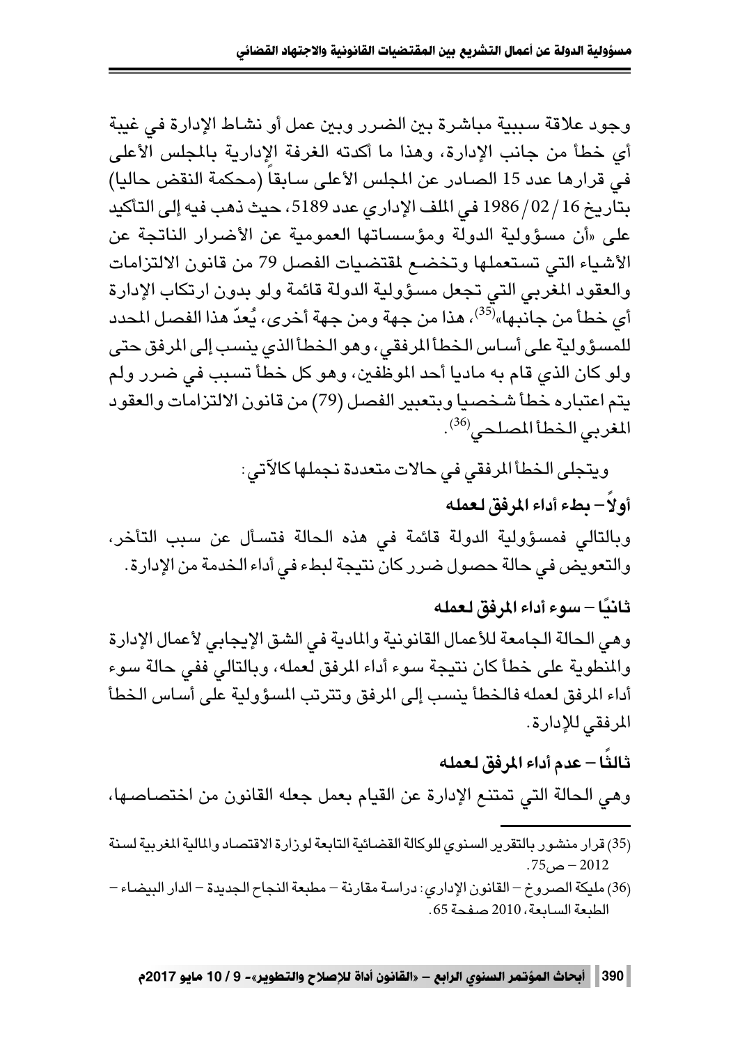وجود علاقة سببية مباشرة بين الضرر وبين عمل أو نشاط الإدارة في غيبة أي خطأ من جانب الإدارة، وهذا ما أكدته الغرفة الإدارية بالمجلس الأعلى في قرارها عدد 15 الصادر عن المجلس الأعلى سابقاً (محكمة النقض حاليا) بتاريخ 16/02/1986 في الملف الإداري عدد 5189، حيث ذهب فيه إلى التأكيد على «أن مسؤولية الدولة ومؤسساتها العمومية عن الأضرار الناتجة عن الأشياء التي تستعملها وتخضع لمقتضيات الفصل 79 من قانون الالتزامات والعقود المغربي التي تجعل مسؤولية الدولة قائمة ولو بدون ارتكاب الإدارة أي خطأ من جانبها»[35]، هذا من جهة ومن جهة أخرى، يُعدّ هذا الفصل المحدد للمسؤولية على أساس الخطأ المرفقي، وهو الخطأ الذي ينسب إلى المرفق حتى ولو كان الذي قام به ماديا أحد الموظفين، وهو كل خطأ تسبب في ضرر ولم يتم اعتباره خطأ شخصيا وبتعبير الفصل (79) من قانون الالتزامات والعقود المغربي الخطأ المصلحي[36].

ويتجلى الخطأ المرفقي في حالات متعددة نجملها كالآتي:

**أولاً– بطء أداء المرفق لعمله**

وبالتالي فمسؤولية الدولة قائمة في هذه الحالة فتسأل عن سبب التأخر، والتعويض في حالة حصول ضرر كان نتيجة لبطء في أداء الخدمة من الإدارة.

**ثانيًا– سوء أداء المرفق لعمله**

وهي الحالة الجامعة للأعمال القانونية والمادية في الشق الإيجابي لأعمال الإدارة والمنطوية على خطأ كان نتيجة سوء أداء المرفق لعمله، وبالتالي ففي حالة سوء أداء المرفق لعمله فالخطأ ينسب إلى المرفق وتترتب المسؤولية على أساس الخطأ المرفقي للإدارة.

**ثالثًا– عدم أداء المرفق لعمله**

وهي الحالة التي تمتنع الإدارة عن القيام بعمل جعله القانون من اختصاصها،

---

(35) قرار منشور بالتقرير السنوي للوكالة القضائية التابعة لوزارة الاقتصاد والمالية المغربية لسنة 2012 – ص75.

(36) مليكة الصروخ – القانون الإداري: دراسة مقارنة – مطبعة النجاح الجديدة – الدار البيضاء – الطبعة السابعة، 2010 صفحة 65.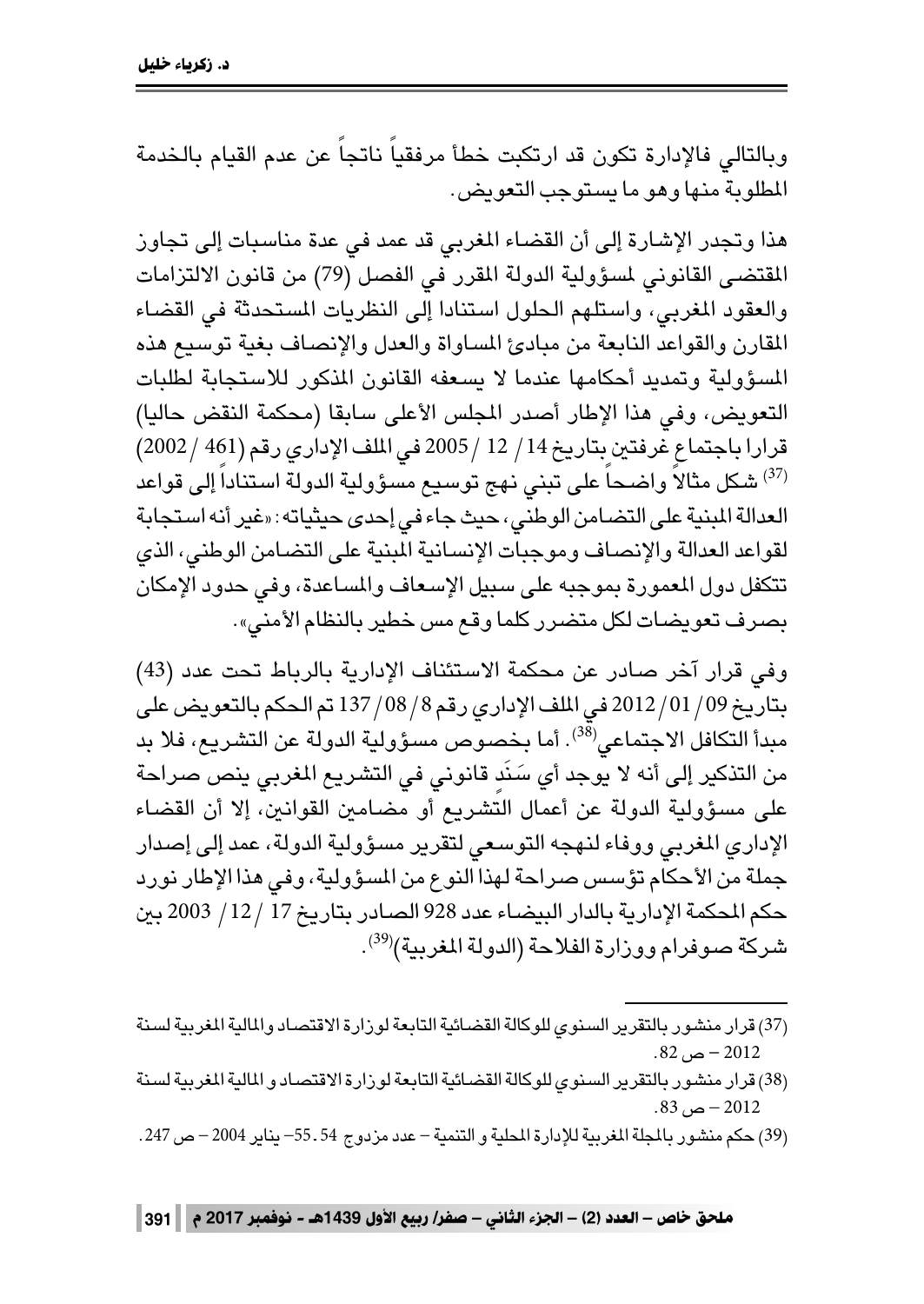وبالتالي فالإدارة تكون قد ارتكبت خطأ مرفقياً ناتجاً عن عدم القيام بالخدمة المطلوبة منها وهو ما يستوجب التعويض.

هذا وتجدر الإشارة إلى أن القضاء المغربي قد عمد في عدة مناسبات إلى تجاوز المقتضى القانوني لمسؤولية الدولة المقرر في الفصل (79) من قانون الالتزامات والعقود المغربي، واستلهم الحلول استنادا إلى النظريات المستحدثة في القضاء المقارن والقواعد النابعة من مبادئ المساواة والعدل والإنصاف بغية توسيع هذه المسؤولية وتمديد أحكامها عندما لا يسعفه القانون المذكور للاستجابة لطلبات التعويض، وفي هذا الإطار أصدر المجلس الأعلى سابقا (محكمة النقض حاليا) قرارا باجتماع غرفتين بتاريخ 14/ 12 /2005 في الملف الإداري رقم (461 / 2002) [37] شكل مثالاً واضحاً على تبني نهج توسيع مسؤولية الدولة استناداً إلى قواعد العدالة المبنية على التضامن الوطني، حيث جاء في إحدى حيثياته: «غير أنه استجابة لقواعد العدالة والإنصاف وموجبات الإنسانية المبنية على التضامن الوطني، الذي تتكفل دول المعمورة بموجبه على سبيل الإسعاف والمساعدة، وفي حدود الإمكان بصرف تعويضات لكل متضرر كلما وقع مس خطير بالنظام الأمني».

وفي قرار آخر صادر عن محكمة الاستئناف الإدارية بالرباط تحت عدد (43) بتاريخ 09/01/2012 في الملف الإداري رقم 8/08/137 تم الحكم بالتعويض على مبدأ التكافل الاجتماعي[38]. أما بخصوص مسؤولية الدولة عن التشريع، فلا بد من التذكير إلى أنه لا يوجد أي سَنَدٍ قانوني في التشريع المغربي ينص صراحة على مسؤولية الدولة عن أعمال التشريع أو مضامين القوانين، إلا أن القضاء الإداري المغربي ووفاء لنهجه التوسعي لتقرير مسؤولية الدولة، عمد إلى إصدار جملة من الأحكام تؤسس صراحة لهذا النوع من المسؤولية، وفي هذا الإطار نورد حكم المحكمة الإدارية بالدار البيضاء عدد 928 الصادر بتاريخ 17 /12/ 2003 بين شركة صوفرام ووزارة الفلاحة (الدولة المغربية)[39].

---

(37) قرار منشور بالتقرير السنوي للوكالة القضائية التابعة لوزارة الاقتصاد والمالية المغربية لسنة 2012 – ص 82.

(38) قرار منشور بالتقرير السنوي للوكالة القضائية التابعة لوزارة الاقتصاد و المالية المغربية لسنة 2012 – ص 83.

(39) حكم منشور بالمجلة المغربية للإدارة المحلية و التنمية – عدد مزدوج 54 .55– يناير 2004 – ص 247.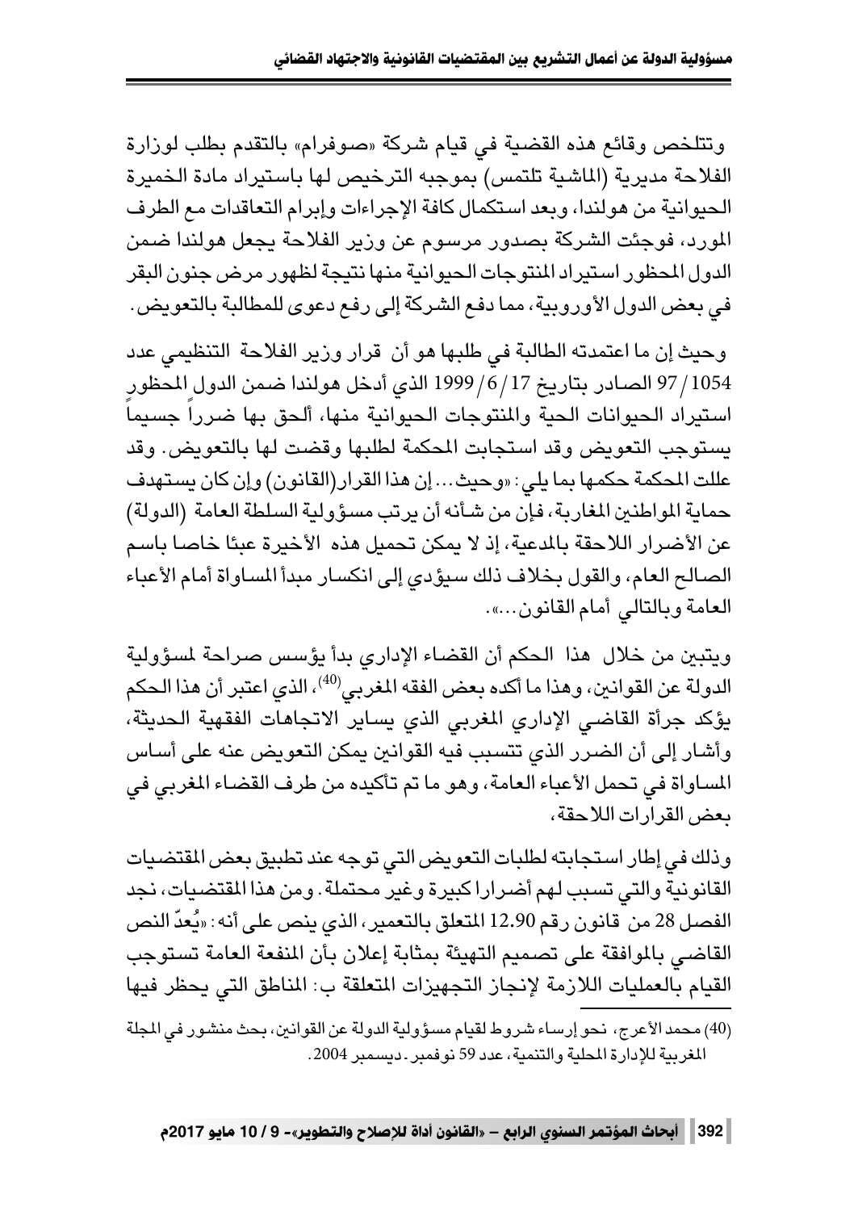وتتلخص وقائع هذه القضية في قيام شركة «صوفرام» بالتقدم بطلب لوزارة الفلاحة مديرية (الماشية تلتمس) بموجبه الترخيص لها باستيراد مادة الخميرة الحيوانية من هولندا، وبعد استكمال كافة الإجراءات وإبرام التعاقدات مع الطرف المورد، فوجئت الشركة بصدور مرسوم عن وزير الفلاحة يجعل هولندا ضمن الدول المحظور استيراد المنتوجات الحيوانية منها نتيجة لظهور مرض جنون البقر في بعض الدول الأوروبية، مما دفع الشركة إلى رفع دعوى للمطالبة بالتعويض.

وحيث إن ما اعتمدته الطالبة في طلبها هو أن قرار وزير الفلاحة التنظيمي عدد 1054/97 الصادر بتاريخ 17/6/1999 الذي أدخل هولندا ضمن الدول المحظور استيراد الحيوانات الحية والمنتوجات الحيوانية منها، ألحق بها ضرراً جسيماً يستوجب التعويض وقد استجابت المحكمة لطلبها وقضت لها بالتعويض. وقد عللت المحكمة حكمها بما يلي: «وحيث... إن هذا القرار(القانون) وإن كان يستهدف حماية المواطنين المغاربة، فإن من شأنه أن يرتب مسؤولية السلطة العامة (الدولة) عن الأضرار اللاحقة بالمدعية، إذ لا يمكن تحميل هذه الأخيرة عبئا خاصا باسم الصالح العام، والقول بخلاف ذلك سيؤدي إلى انكسار مبدأ المساواة أمام الأعباء العامة وبالتالي أمام القانون...».

ويتبين من خلال هذا الحكم أن القضاء الإداري بدأ يؤسس صراحة لمسؤولية الدولة عن القوانين، وهذا ما أكده بعض الفقه المغربي[40]، الذي اعتبر أن هذا الحكم يؤكد جرأة القاضي الإداري المغربي الذي يساير الاتجاهات الفقهية الحديثة، وأشار إلى أن الضرر الذي تتسبب فيه القوانين يمكن التعويض عنه على أساس المساواة في تحمل الأعباء العامة، وهو ما تم تأكيده من طرف القضاء المغربي في بعض القرارات اللاحقة،

وذلك في إطار استجابته لطلبات التعويض التي توجه عند تطبيق بعض المقتضيات القانونية والتي تسبب لهم أضرارا كبيرة وغير محتملة. ومن هذا المقتضيات، نجد الفصل 28 من قانون رقم 12.90 المتعلق بالتعمير، الذي ينص على أنه: «يُعدّ النص القاضي بالموافقة على تصميم التهيئة بمثابة إعلان بأن المنفعة العامة تستوجب القيام بالعمليات اللازمة لإنجاز التجهيزات المتعلقة ب: المناطق التي يحظر فيها

---

(40) محمد الأعرج، نحو إرساء شروط لقيام مسؤولية الدولة عن القوانين، بحث منشور في المجلة المغربية للإدارة المحلية والتنمية، عدد 59 نوفمبر-ديسمبر 2004.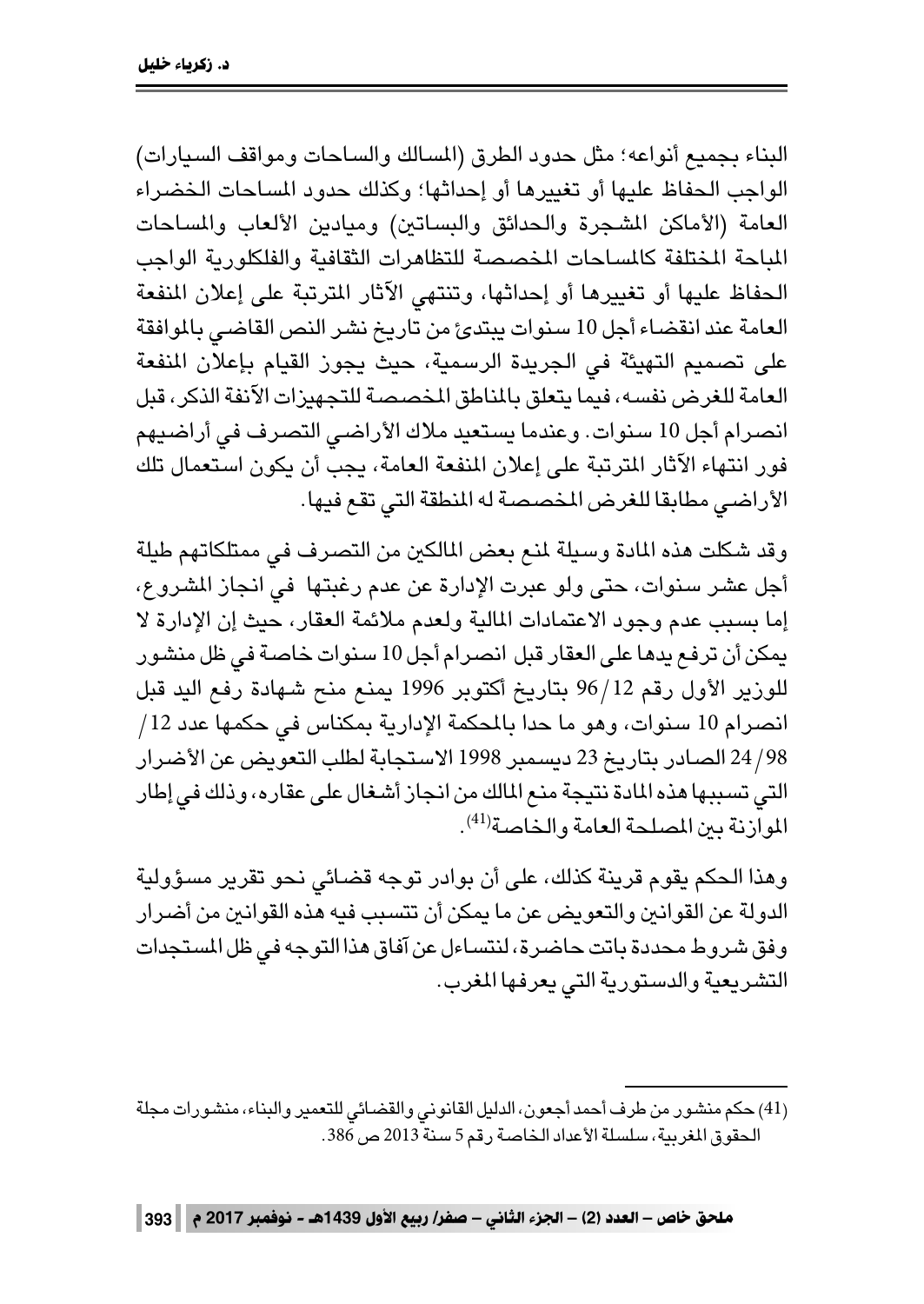البناء بجميع أنواعه؛ مثل حدود الطرق (المسالك والساحات ومواقف السيارات) الواجب الحفاظ عليها أو تغييرها أو إحداثها؛ وكذلك حدود المساحات الخضراء العامة (الأماكن المشجرة والحدائق والبساتين) وميادين الألعاب والمساحات المباحة المختلفة كالمساحات المخصصة للتظاهرات الثقافية والفلكلورية الواجب الحفاظ عليها أو تغييرها أو إحداثها، وتنتهي الآثار المترتبة على إعلان المنفعة العامة عند انقضاء أجل 10 سنوات يبتدئ من تاريخ نشر النص القاضي بالموافقة على تصميم التهيئة في الجريدة الرسمية، حيث يجوز القيام بإعلان المنفعة العامة للغرض نفسه، فيما يتعلق بالمناطق المخصصة للتجهيزات الآنفة الذكر، قبل انصرام أجل 10 سنوات. وعندما يستعيد ملاك الأراضي التصرف في أراضيهم فور انتهاء الآثار المترتبة على إعلان المنفعة العامة، يجب أن يكون استعمال تلك الأراضي مطابقا للغرض المخصصة له المنطقة التي تقع فيها.

وقد شكلت هذه المادة وسيلة لمنع بعض المالكين من التصرف في ممتلكاتهم طيلة أجل عشر سنوات، حتى ولو عبرت الإدارة عن عدم رغبتها في انجاز المشروع، إما بسبب عدم وجود الاعتمادات المالية ولعدم ملائمة العقار، حيث إن الإدارة لا يمكن أن ترفع يدها على العقار قبل انصرام أجل 10 سنوات خاصة في ظل منشور للوزير الأول رقم 12/96 بتاريخ أكتوبر 1996 يمنع منح شهادة رفع اليد قبل انصرام 10 سنوات، وهو ما حدا بالمحكمة الإدارية بمكناس في حكمها عدد 12/ 98/24 الصادر بتاريخ 23 ديسمبر 1998 الاستجابة لطلب التعويض عن الأضرار التي تسببها هذه المادة نتيجة منع المالك من انجاز أشغال على عقاره، وذلك في إطار الموازنة بين المصلحة العامة والخاصة[41].

وهذا الحكم يقوم قرينة كذلك، على أن بوادر توجه قضائي نحو تقرير مسؤولية الدولة عن القوانين والتعويض عن ما يمكن أن تتسبب فيه هذه القوانين من أضرار وفق شروط محددة باتت حاضرة، لنتساءل عن آفاق هذا التوجه في ظل المستجدات التشريعية والدستورية التي يعرفها المغرب.

---

(41) حكم منشور من طرف أحمد أجعون، الدليل القانوني والقضائي للتعمير والبناء، منشورات مجلة الحقوق المغربية، سلسلة الأعداد الخاصة رقم 5 سنة 2013 ص 386.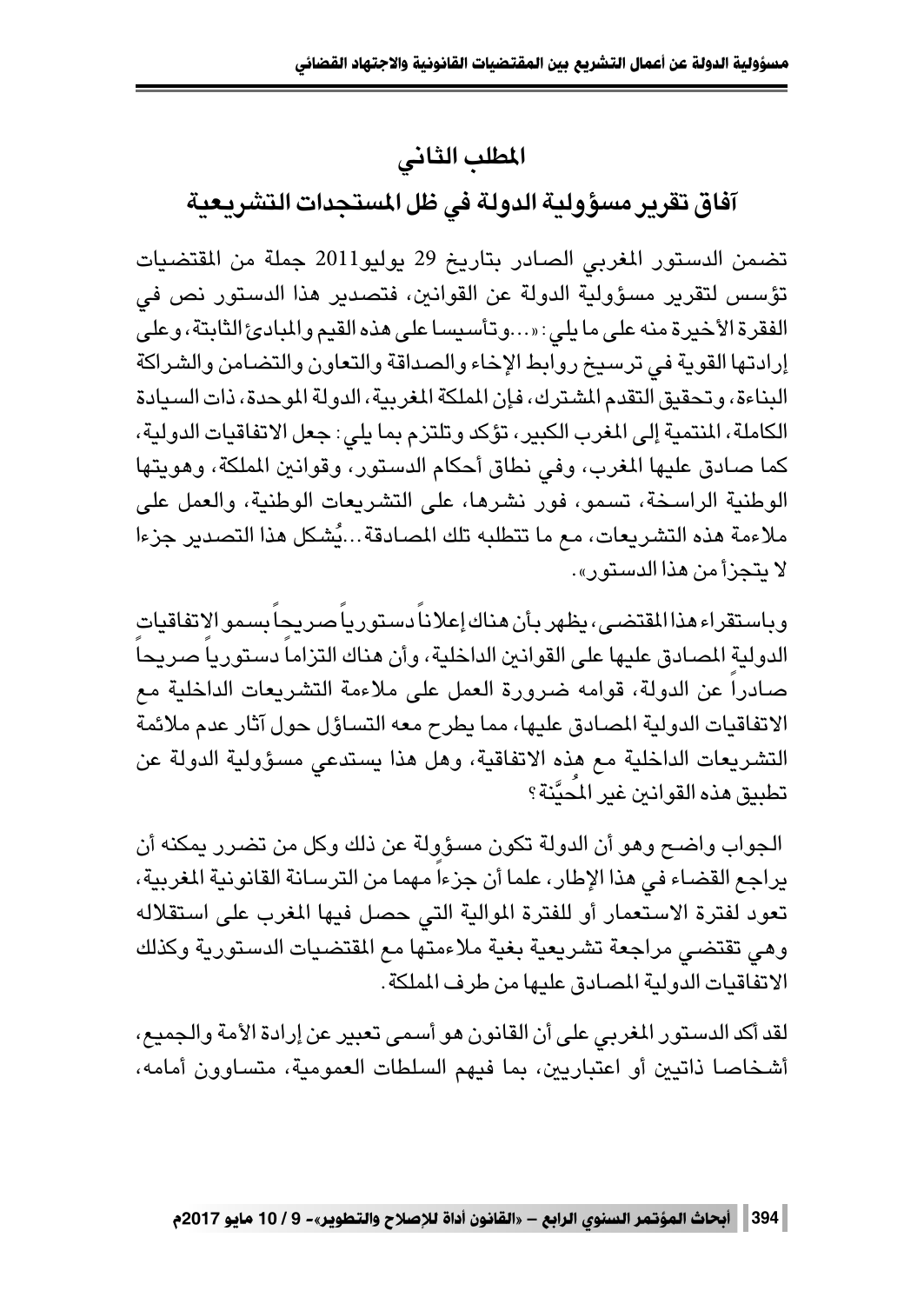## المطلب الثاني

## آفاق تقرير مسؤولية الدولة في ظل المستجدات التشريعية

تضمن الدستور المغربي الصادر بتاريخ 29 يوليو2011 جملة من المقتضيات تؤسس لتقرير مسؤولية الدولة عن القوانين، فتصدير هذا الدستور نص في الفقرة الأخيرة منه على ما يلي: «...وتأسيسا على هذه القيم والمبادئ الثابتة، وعلى إرادتها القوية في ترسيخ روابط الإخاء والصداقة والتعاون والتضامن والشراكة البناءة، وتحقيق التقدم المشترك، فإن المملكة المغربية، الدولة الموحدة، ذات السيادة الكاملة، المنتمية إلى المغرب الكبير، تؤكد وتلتزم بما يلي: جعل الاتفاقيات الدولية، كما صادق عليها المغرب، وفي نطاق أحكام الدستور، وقوانين المملكة، وهويتها الوطنية الراسخة، تسمو، فور نشرها، على التشريعات الوطنية، والعمل على ملاءمة هذه التشريعات، مع ما تتطلبه تلك المصادقة...يُشكل هذا التصدير جزءا لا يتجزأ من هذا الدستور».

وباستقراء هذا المقتضى، يظهر بأن هناك إعلاناً دستورياً صريحاً بسمو الاتفاقيات الدولية المصادق عليها على القوانين الداخلية، وأن هناك التزاماً دستورياً صريحاً صادراً عن الدولة، قوامه ضرورة العمل على ملاءمة التشريعات الداخلية مع الاتفاقيات الدولية المصادق عليها، مما يطرح معه التساؤل حول آثار عدم ملائمة التشريعات الداخلية مع هذه الاتفاقية، وهل هذا يستدعي مسؤولية الدولة عن تطبيق هذه القوانين غير المُحيَّنة؟

الجواب واضح وهو أن الدولة تكون مسؤولة عن ذلك وكل من تضرر يمكنه أن يراجع القضاء في هذا الإطار، علما أن جزءاً مهما من الترسانة القانونية المغربية، تعود لفترة الاستعمار أو للفترة الموالية التي حصل فيها المغرب على استقلاله وهي تقتضي مراجعة تشريعية بغية ملاءمتها مع المقتضيات الدستورية وكذلك الاتفاقيات الدولية المصادق عليها من طرف المملكة.

لقد أكد الدستور المغربي على أن القانون هو أسمى تعبير عن إرادة الأمة والجميع، أشخاصا ذاتيين أو اعتباريين، بما فيهم السلطات العمومية، متساوون أمامه،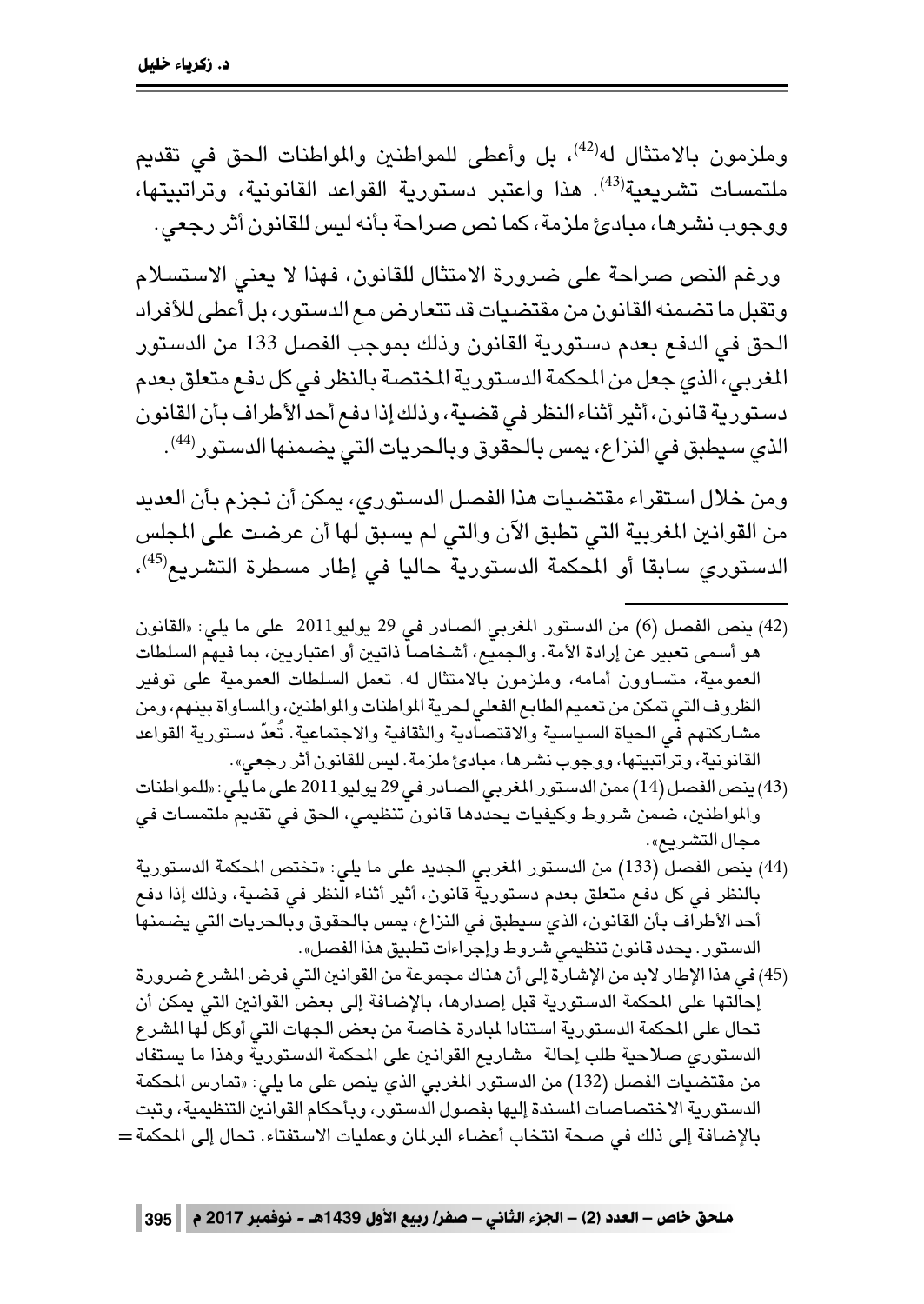وملزمون بالامتثال له[42]، بل وأعطى للمواطنين والمواطنات الحق في تقديم ملتمسات تشريعية[43]. هذا واعتبر دستورية القواعد القانونية، وتراتبيتها، ووجوب نشرها، مبادئ ملزمة، كما نص صراحة بأنه ليس للقانون أثر رجعي.

ورغم النص صراحة على ضرورة الامتثال للقانون، فهذا لا يعني الاستسلام وتقبل ما تضمنه القانون من مقتضيات قد تتعارض مع الدستور، بل أعطى للأفراد الحق في الدفع بعدم دستورية القانون وذلك بموجب الفصل 133 من الدستور المغربي، الذي جعل من المحكمة الدستورية المختصة بالنظر في كل دفع متعلق بعدم دستورية قانون، أثير أثناء النظر في قضية، وذلك إذا دفع أحد الأطراف بأن القانون الذي سيطبق في النزاع، يمس بالحقوق وبالحريات التي يضمنها الدستور[44].

ومن خلال استقراء مقتضيات هذا الفصل الدستوري، يمكن أن نجزم بأن العديد من القوانين المغربية التي تطبق الآن والتي لم يسبق لها أن عرضت على المجلس الدستوري سابقا أو المحكمة الدستورية حاليا في إطار مسطرة التشريع[45]،

---

(42) ينص الفصل (6) من الدستور المغربي الصادر في 29 يوليو2011 على ما يلي: «القانون هو أسمى تعبير عن إرادة الأمة. والجميع، أشخاصا ذاتيين أو اعتباريين، بما فيهم السلطات العمومية، متساوون أمامه، وملزمون بالامتثال له. تعمل السلطات العمومية على توفير الظروف التي تمكن من تعميم الطابع الفعلي لحرية المواطنات والمواطنين، والمساواة بينهم، ومن مشاركتهم في الحياة السياسية والاقتصادية والثقافية والاجتماعية. تُعدّ دستورية القواعد القانونية، وتراتبيتها، ووجوب نشرها، مبادئ ملزمة. ليس للقانون أثر رجعي».

(43) ينص الفصل (14) ممن الدستور المغربي الصادر في 29 يوليو 2011 على ما يلي: «للمواطنات والمواطنين، ضمن شروط وكيفيات يحددها قانون تنظيمي، الحق في تقديم ملتمسات في مجال التشريع».

(44) ينص الفصل (133) من الدستور المغربي الجديد على ما يلي: «تختص المحكمة الدستورية بالنظر في كل دفع متعلق بعدم دستورية قانون، أثير أثناء النظر في قضية، وذلك إذا دفع أحد الأطراف بأن القانون، الذي سيطبق في النزاع، يمس بالحقوق وبالحريات التي يضمنها الدستور. يحدد قانون تنظيمي شروط وإجراءات تطبيق هذا الفصل».

(45) في هذا الإطار لابد من الإشارة إلى أن هناك مجموعة من القوانين التي فرض المشرع ضرورة إحالتها على المحكمة الدستورية قبل إصدارها، بالإضافة إلى بعض القوانين التي يمكن أن تحال على المحكمة الدستورية استنادا لمبادرة خاصة من بعض الجهات التي أوكل لها المشرع الدستوري صلاحية طلب إحالة مشاريع القوانين على المحكمة الدستورية وهذا ما يستفاد من مقتضيات الفصل (132) من الدستور المغربي الذي ينص على ما يلي: «تمارس المحكمة الدستورية الاختصاصات المسندة إليها بفصول الدستور، وبأحكام القوانين التنظيمية، وتبت بالإضافة إلى ذلك في صحة انتخاب أعضاء البرلمان وعمليات الاستفتاء. تحال إلى المحكمة =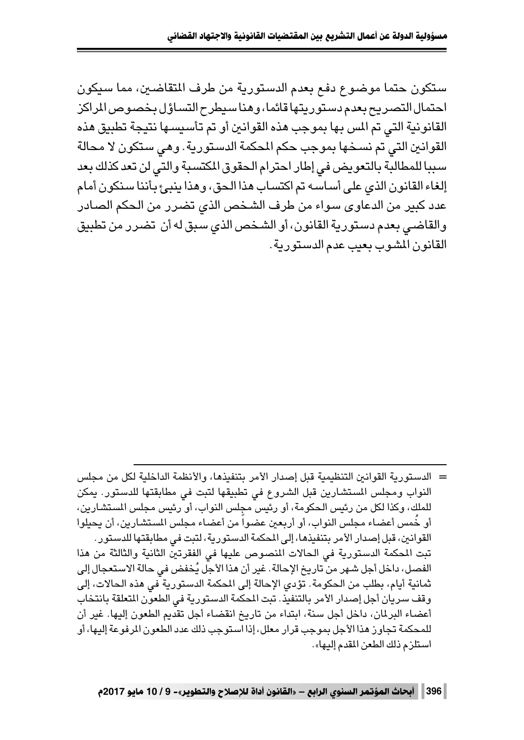ستكون حتما موضوع دفع بعدم الدستورية من طرف المتقاضين، مما سيكون احتمال التصريح بعدم دستوريتها قائما، وهنا سيطرح التساؤل بخصوص المراكز القانونية التي تم المس بها بموجب هذه القوانين أو تم تأسيسها نتيجة تطبيق هذه القوانين التي تم نسخها بموجب حكم المحكمة الدستورية. وهي ستكون لا محالة سببا للمطالبة بالتعويض في إطار احترام الحقوق المكتسبة والتي لن تعد كذلك بعد إلغاء القانون الذي على أساسه تم اكتساب هذا الحق، وهذا ينبئ بأننا سنكون أمام عدد كبير من الدعاوى سواء من طرف الشخص الذي تضرر من الحكم الصادر والقاضي بعدم دستورية القانون، أو الشخص الذي سبق له أن تضرر من تطبيق القانون المشوب بعيب عدم الدستورية.

---

= الدستورية القوانين التنظيمية قبل إصدار الأمر بتنفيذها، والأنظمة الداخلية لكل من مجلس النواب ومجلس المستشارين قبل الشروع في تطبيقها لتبت في مطابقتها للدستور. يمكن للملك، وكذا لكل من رئيس الحكومة، أو رئيس مجلس النواب، أو رئيس مجلس المستشارين، أو خُمس أعضاء مجلس النواب، أو أربعين عضواً من أعضاء مجلس المستشارين، أن يحيلوا القوانين، قبل إصدار الأمر بتنفيذها، إلى المحكمة الدستورية، لتبت في مطابقتها للدستور.

تبت المحكمة الدستورية في الحالات المنصوص عليها في الفقرتين الثانية والثالثة من هذا الفصل، داخل أجل شهر من تاريخ الإحالة. غير أن هذا الأجل يُخفض في حالة الاستعجال إلى ثمانية أيام، بطلب من الحكومة. تؤدي الإحالة إلى المحكمة الدستورية في هذه الحالات، إلى وقف سريان أجل إصدار الأمر بالتنفيذ. تبت المحكمة الدستورية في الطعون المتعلقة بانتخاب أعضاء البرلمان، داخل أجل سنة، ابتداء من تاريخ انقضاء أجل تقديم الطعون إليها. غير أن للمحكمة تجاوز هذا الأجل بموجب قرار معلل، إذا استوجب ذلك عدد الطعون المرفوعة إليها، أو استلزم ذلك الطعن المقدم إليها».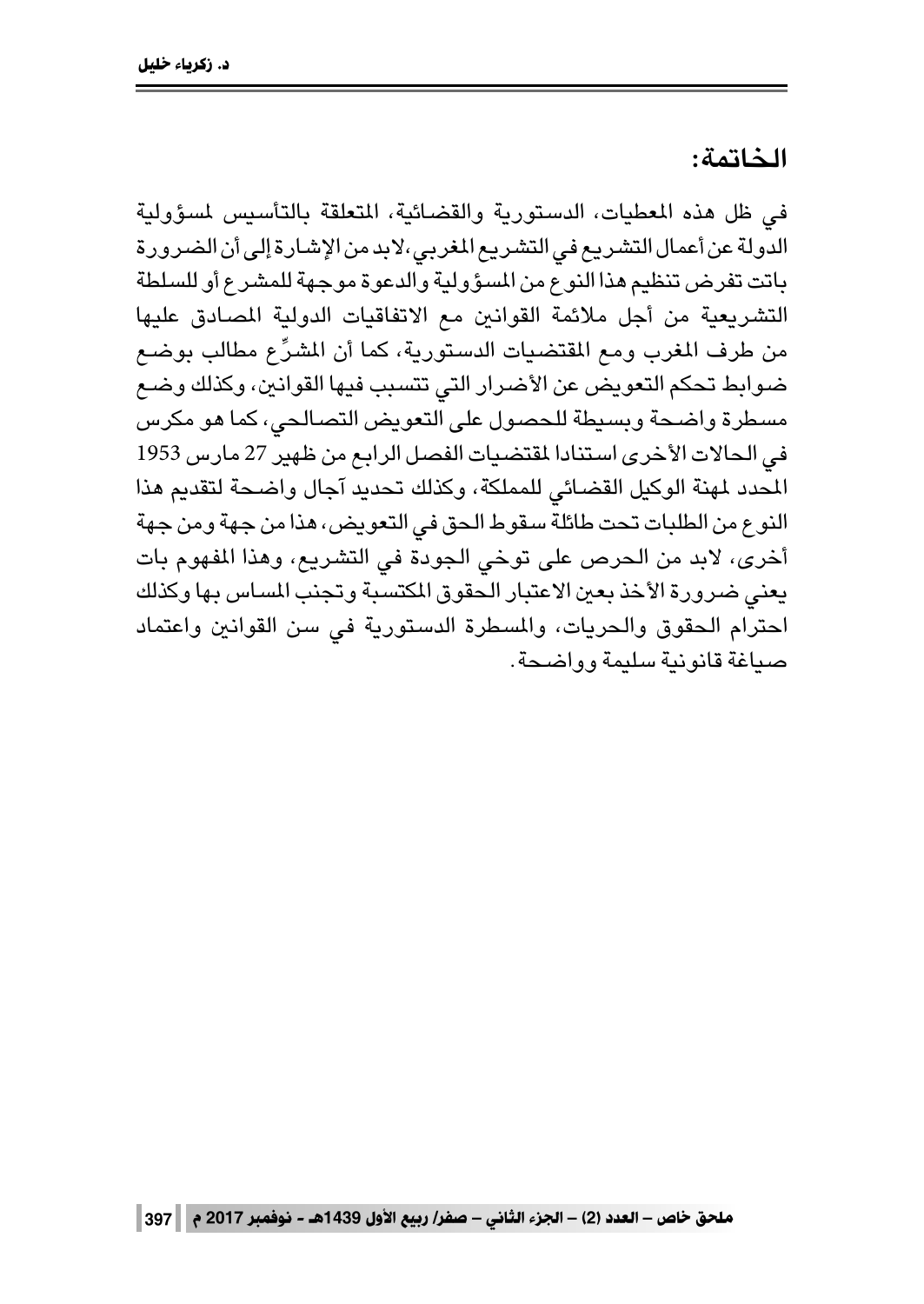## الخاتمة:

في ظل هذه المعطيات، الدستورية والقضائية، المتعلقة بالتأسيس لمسؤولية الدولة عن أعمال التشريع في التشريع المغربي،لابد من الإشارة إلى أن الضرورة باتت تفرض تنظيم هذا النوع من المسؤولية والدعوة موجهة للمشرع أو للسلطة التشريعية من أجل ملائمة القوانين مع الاتفاقيات الدولية المصادق عليها من طرف المغرب ومع المقتضيات الدستورية، كما أن المشرِّع مطالب بوضع ضوابط تحكم التعويض عن الأضرار التي تتسبب فيها القوانين، وكذلك وضع مسطرة واضحة وبسيطة للحصول على التعويض التصالحي، كما هو مكرس في الحالات الأخرى استنادا لمقتضيات الفصل الرابع من ظهير 27 مارس 1953 المحدد لمهنة الوكيل القضائي للمملكة، وكذلك تحديد آجال واضحة لتقديم هذا النوع من الطلبات تحت طائلة سقوط الحق في التعويض، هذا من جهة ومن جهة أخرى، لابد من الحرص على توخي الجودة في التشريع، وهذا المفهوم بات يعني ضرورة الأخذ بعين الاعتبار الحقوق المكتسبة وتجنب المساس بها وكذلك احترام الحقوق والحريات، والمسطرة الدستورية في سن القوانين واعتماد صياغة قانونية سليمة وواضحة.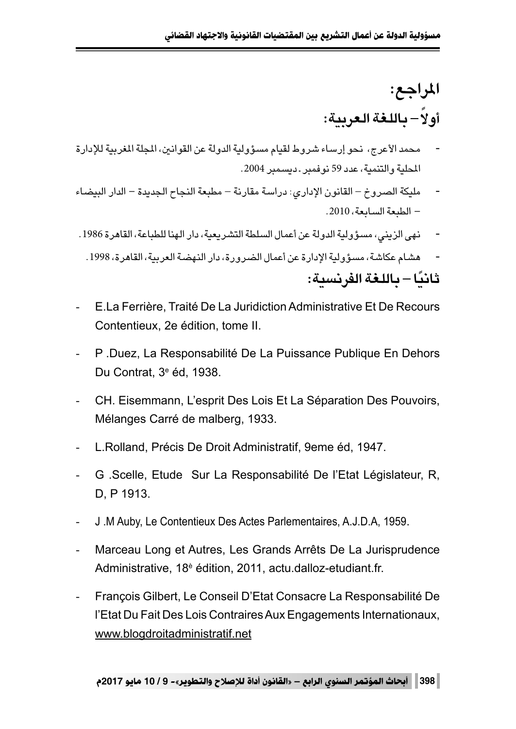# المراجع:

## أولاً – باللغة العربية:

- محمد الأعرج، نحو إرساء شروط لقيام مسؤولية الدولة عن القوانين، المجلة المغربية للإدارة المحلية والتنمية، عدد 59 نوفمبر ـ ديسمبر 2004.
- مليكة الصروخ – القانون الإداري: دراسة مقارنة – مطبعة النجاح الجديدة – الدار البيضاء – الطبعة السابعة، 2010.
- نهى الزيني، مسؤولية الدولة عن أعمال السلطة التشريعية، دار الهنا للطباعة، القاهرة 1986.
- هشام عكاشة، مسؤولية الإدارة عن أعمال الضرورة، دار النهضة العربية، القاهرة، 1998.

## ثانيًا – باللغة الفرنسية:

- E.La Ferrière, Traité De La Juridiction Administrative Et De Recours Contentieux, 2e édition, tome II.
- P .Duez, La Responsabilité De La Puissance Publique En Dehors Du Contrat, 3e éd, 1938.
- CH. Eisemmann, L’esprit Des Lois Et La Séparation Des Pouvoirs, Mélanges Carré de malberg, 1933.
- L.Rolland, Précis De Droit Administratif, 9eme éd, 1947.
- G .Scelle, Etude Sur La Responsabilité De l’Etat Législateur, R, D, P 1913.
- J .M Auby, Le Contentieux Des Actes Parlementaires, A.J.D.A, 1959.
- Marceau Long et Autres, Les Grands Arrêts De La Jurisprudence Administrative, 18è édition, 2011, actu.dalloz-etudiant.fr.
- François Gilbert, Le Conseil D’Etat Consacre La Responsabilité De l’Etat Du Fait Des Lois Contraires Aux Engagements Internationaux, www.blogdroitadministratif.net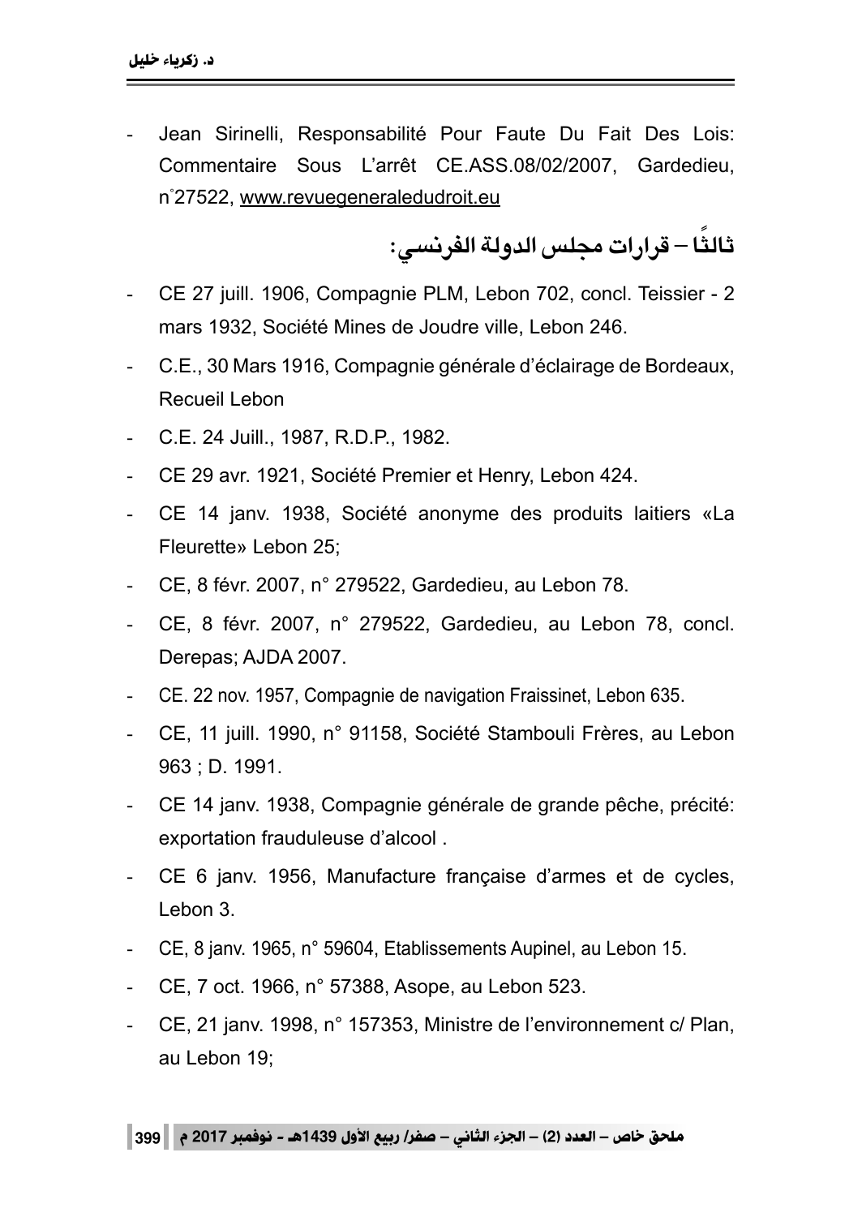- Jean Sirinelli, Responsabilité Pour Faute Du Fait Des Lois: Commentaire Sous L'arrêt CE.ASS.08/02/2007, Gardedieu, n°27522, www.revuegeneraledudroit.eu

## ثالثًا – قرارات مجلس الدولة الفرنسي:

- CE 27 juill. 1906, Compagnie PLM, Lebon 702, concl. Teissier - 2 mars 1932, Société Mines de Joudre ville, Lebon 246.
- C.E., 30 Mars 1916, Compagnie générale d'éclairage de Bordeaux, Recueil Lebon
- C.E. 24 Juill., 1987, R.D.P., 1982.
- CE 29 avr. 1921, Société Premier et Henry, Lebon 424.
- CE 14 janv. 1938, Société anonyme des produits laitiers «La Fleurette» Lebon 25;
- CE, 8 févr. 2007, n° 279522, Gardedieu, au Lebon 78.
- CE, 8 févr. 2007, n° 279522, Gardedieu, au Lebon 78, concl. Derepas; AJDA 2007.
- CE. 22 nov. 1957, Compagnie de navigation Fraissinet, Lebon 635.
- CE, 11 juill. 1990, n° 91158, Société Stambouli Frères, au Lebon 963 ; D. 1991.
- CE 14 janv. 1938, Compagnie générale de grande pêche, précité: exportation frauduleuse d'alcool .
- CE 6 janv. 1956, Manufacture française d'armes et de cycles, Lebon 3.
- CE, 8 janv. 1965, n° 59604, Etablissements Aupinel, au Lebon 15.
- CE, 7 oct. 1966, n° 57388, Asope, au Lebon 523.
- CE, 21 janv. 1998, n° 157353, Ministre de l'environnement c/ Plan, au Lebon 19;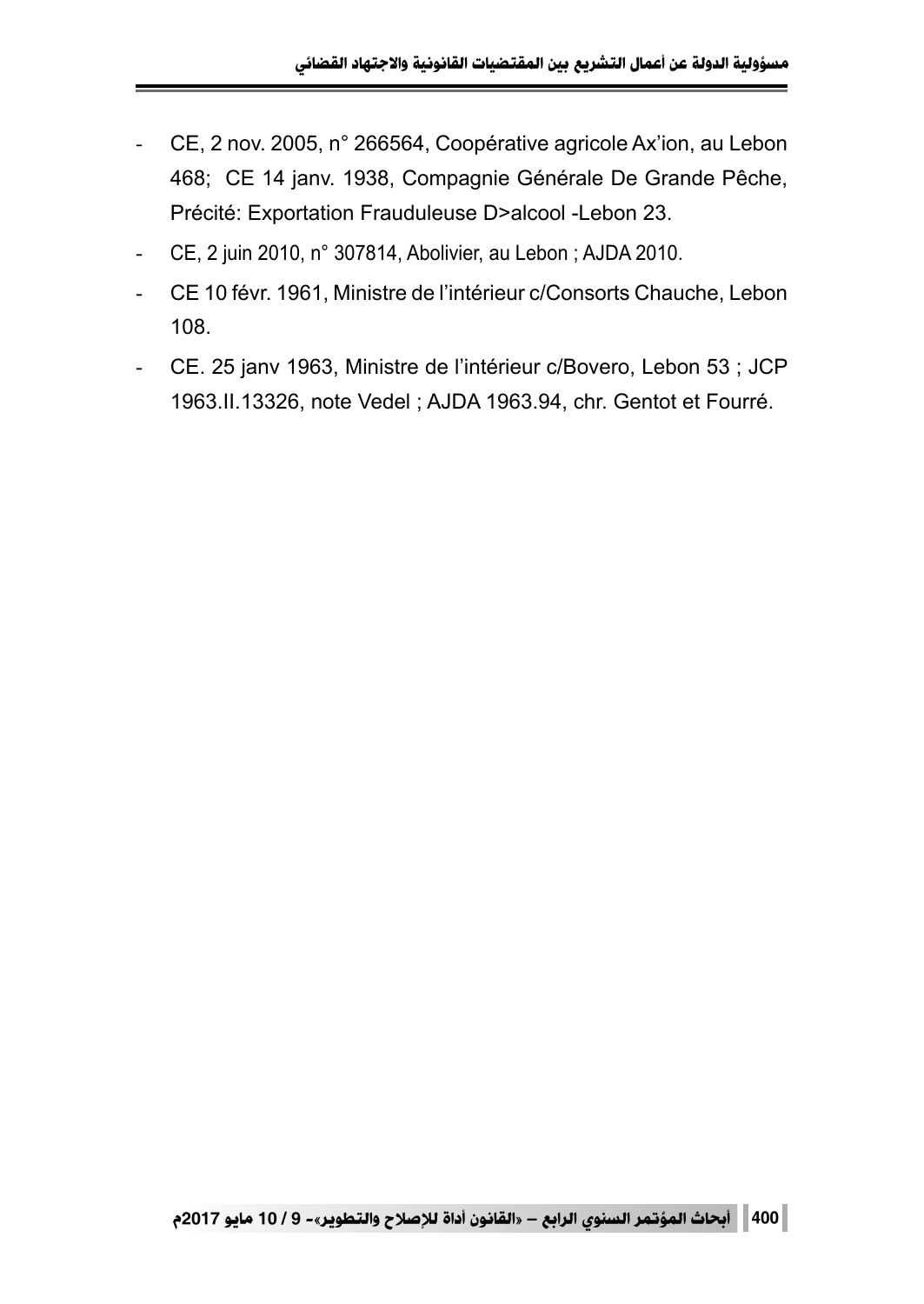- CE, 2 nov. 2005, n° 266564, Coopérative agricole Ax'ion, au Lebon 468;  CE 14 janv. 1938, Compagnie Générale De Grande Pêche, Précité: Exportation Frauduleuse D>alcool -Lebon 23.
- CE, 2 juin 2010, n° 307814, Abolivier, au Lebon ; AJDA 2010.
- CE 10 févr. 1961, Ministre de l'intérieur c/Consorts Chauche, Lebon 108.
- CE. 25 janv 1963, Ministre de l'intérieur c/Bovero, Lebon 53 ; JCP 1963.II.13326, note Vedel ; AJDA 1963.94, chr. Gentot et Fourré.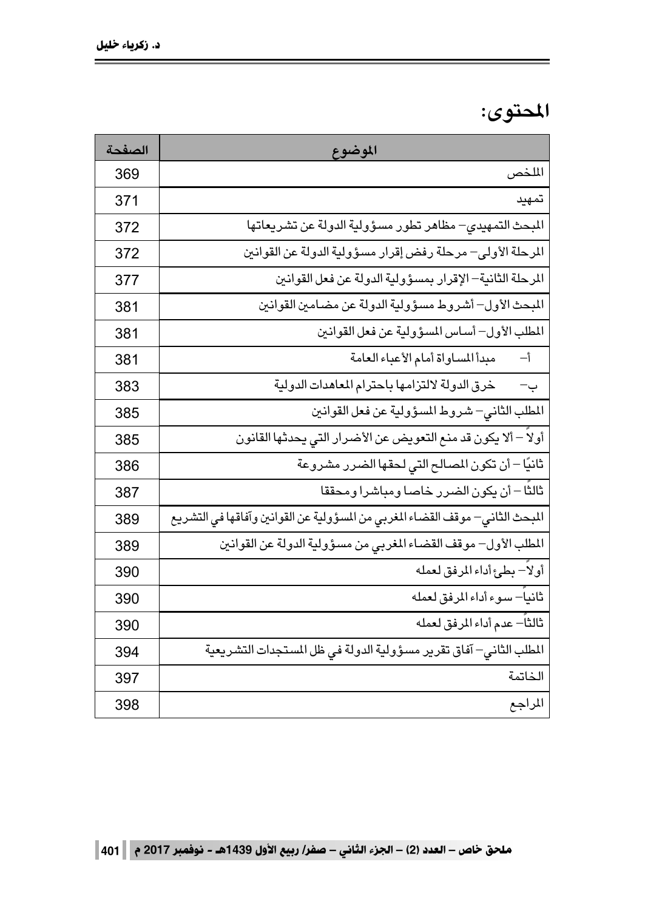# المحتوى:

| الموضوع | الصفحة |
|---|---|
| الملخص | 369 |
| تمهيد | 371 |
| المبحث التمهيدي– مظاهر تطور مسؤولية الدولة عن تشريعاتها | 372 |
| المرحلة الأولى– مرحلة رفض إقرار مسؤولية الدولة عن القوانين | 372 |
| المرحلة الثانية– الإقرار بمسؤولية الدولة عن فعل القوانين | 377 |
| المبحث الأول– أشروط مسؤولية الدولة عن مضامين القوانين | 381 |
| المطلب الأول– أساس المسؤولية عن فعل القوانين | 381 |
| أ– مبدأ المساواة أمام الأعباء العامة | 381 |
| ب– خرق الدولة لالتزامها باحترام المعاهدات الدولية | 383 |
| المطلب الثاني– شروط المسؤولية عن فعل القوانين | 385 |
| أولاً – ألا يكون قد منع التعويض عن الأضرار التي يحدثها القانون | 385 |
| ثانيًا – أن تكون المصالح التي لحقها الضرر مشروعة | 386 |
| ثالثًا – أن يكون الضرر خاصا ومباشرا ومحققا | 387 |
| المبحث الثاني– موقف القضاء المغربي من المسؤولية عن القوانين وآفاقها في التشريع | 389 |
| المطلب الأول– موقف القضاء المغربي من مسؤولية الدولة عن القوانين | 389 |
| أولاً– بطئ أداء المرفق لعمله | 390 |
| ثانياً– سوء أداء المرفق لعمله | 390 |
| ثالثاً– عدم أداء المرفق لعمله | 390 |
| المطلب الثاني– آفاق تقرير مسؤولية الدولة في ظل المستجدات التشريعية | 394 |
| الخاتمة | 397 |
| المراجع | 398 |